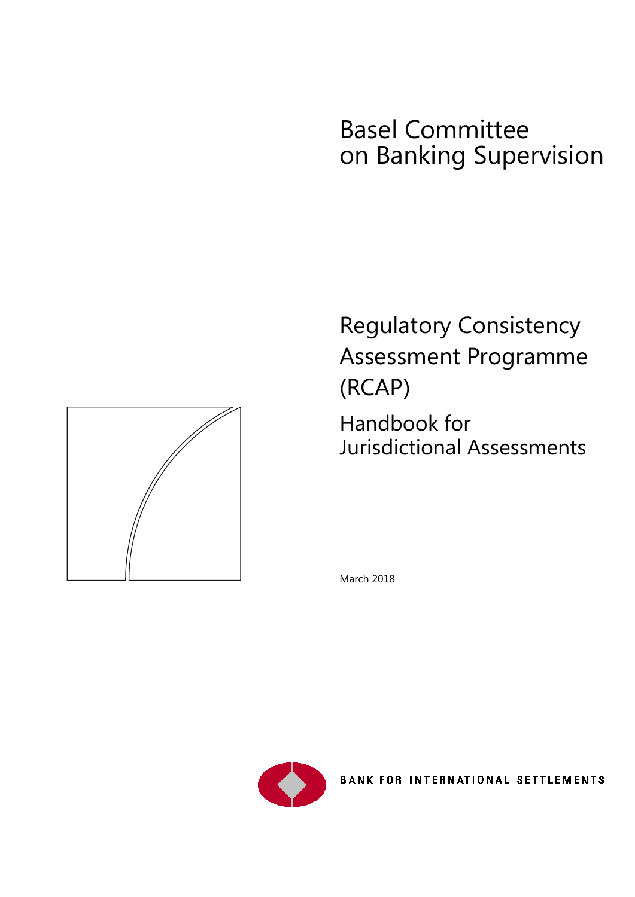# Basel Committee on Banking Supervision

# Regulatory Consistency Assessment Programme (RCAP)

## Handbook for Jurisdictional Assessments

March 2018

BANK FOR INTERNATIONAL SETTLEMENTS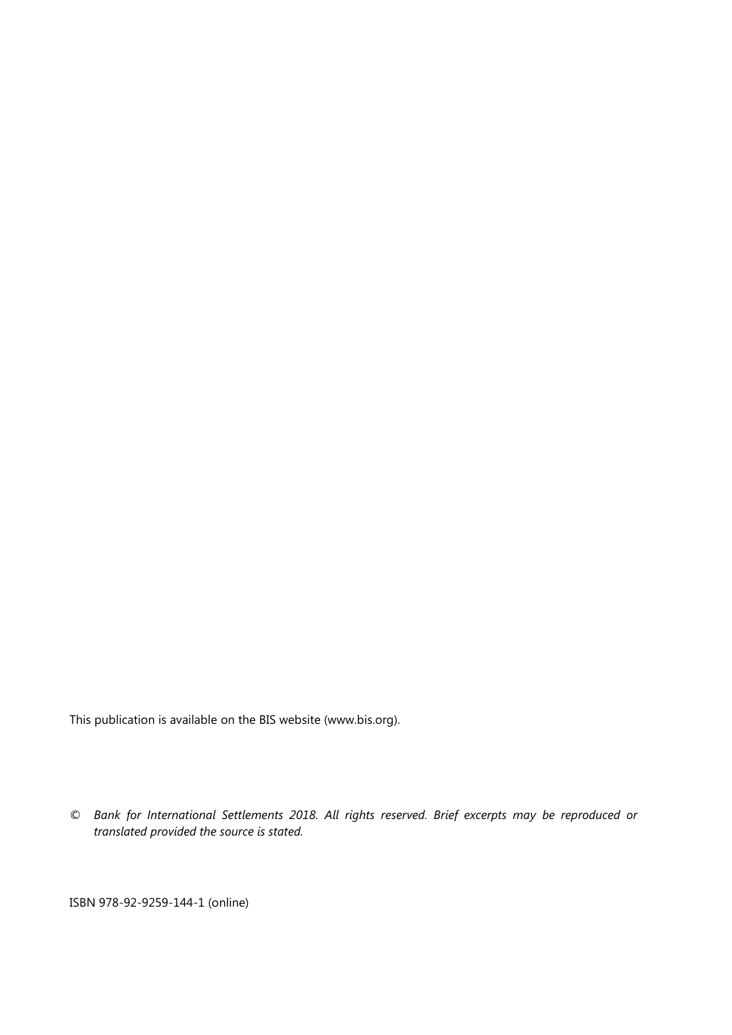This publication is available on the BIS website (www.bis.org).

© *Bank for International Settlements 2018. All rights reserved. Brief excerpts may be reproduced or translated provided the source is stated.*

ISBN 978-92-9259-144-1 (online)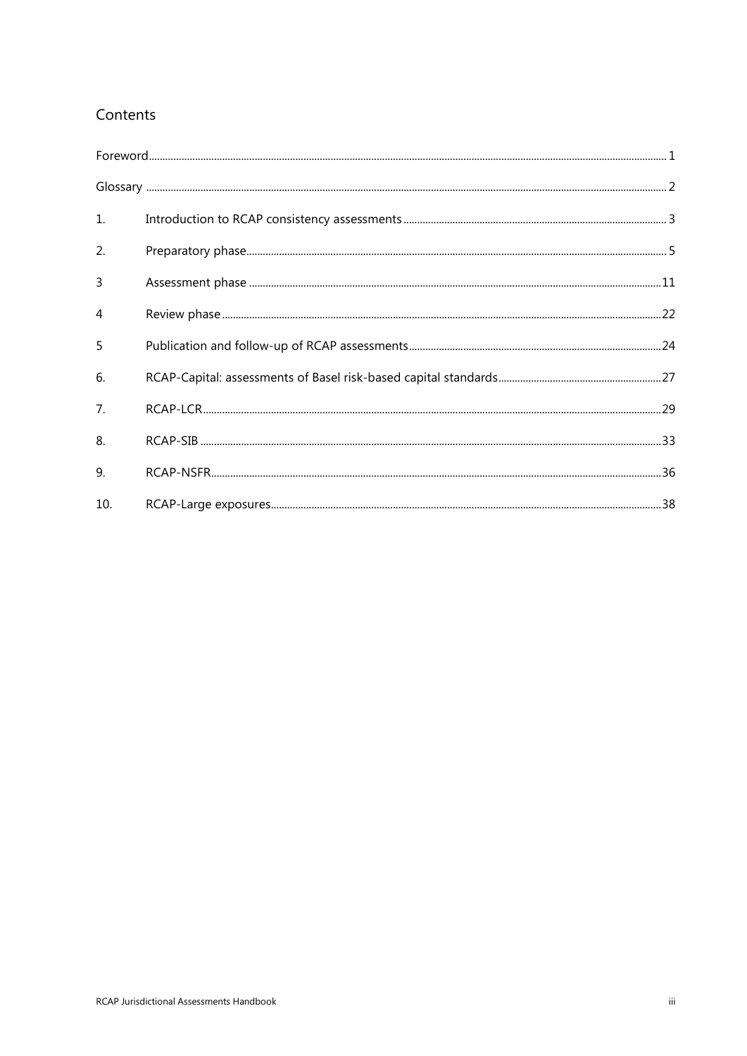## Contents

Foreword ..... 1

Glossary ..... 2

1. Introduction to RCAP consistency assessments ..... 3

2. Preparatory phase ..... 5

3 Assessment phase ..... 11

4 Review phase ..... 22

5 Publication and follow-up of RCAP assessments ..... 24

6. RCAP-Capital: assessments of Basel risk-based capital standards ..... 27

7. RCAP-LCR ..... 29

8. RCAP-SIB ..... 33

9. RCAP-NSFR ..... 36

10. RCAP-Large exposures ..... 38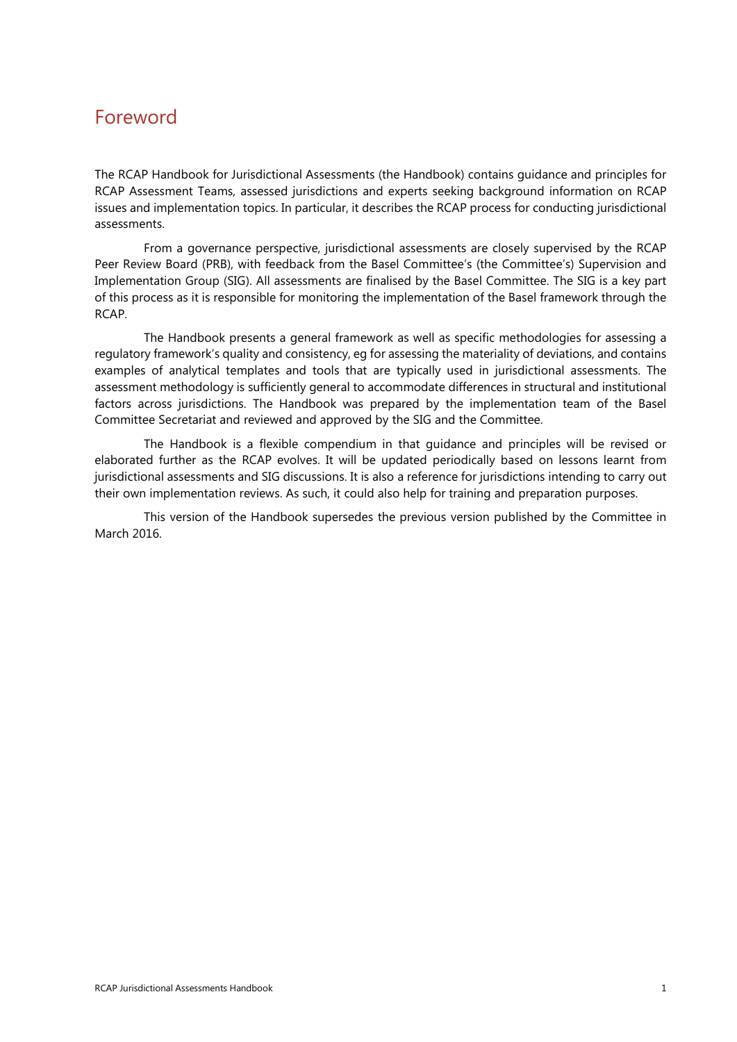# Foreword

The RCAP Handbook for Jurisdictional Assessments (the Handbook) contains guidance and principles for RCAP Assessment Teams, assessed jurisdictions and experts seeking background information on RCAP issues and implementation topics. In particular, it describes the RCAP process for conducting jurisdictional assessments.

From a governance perspective, jurisdictional assessments are closely supervised by the RCAP Peer Review Board (PRB), with feedback from the Basel Committee's (the Committee's) Supervision and Implementation Group (SIG). All assessments are finalised by the Basel Committee. The SIG is a key part of this process as it is responsible for monitoring the implementation of the Basel framework through the RCAP.

The Handbook presents a general framework as well as specific methodologies for assessing a regulatory framework's quality and consistency, eg for assessing the materiality of deviations, and contains examples of analytical templates and tools that are typically used in jurisdictional assessments. The assessment methodology is sufficiently general to accommodate differences in structural and institutional factors across jurisdictions. The Handbook was prepared by the implementation team of the Basel Committee Secretariat and reviewed and approved by the SIG and the Committee.

The Handbook is a flexible compendium in that guidance and principles will be revised or elaborated further as the RCAP evolves. It will be updated periodically based on lessons learnt from jurisdictional assessments and SIG discussions. It is also a reference for jurisdictions intending to carry out their own implementation reviews. As such, it could also help for training and preparation purposes.

This version of the Handbook supersedes the previous version published by the Committee in March 2016.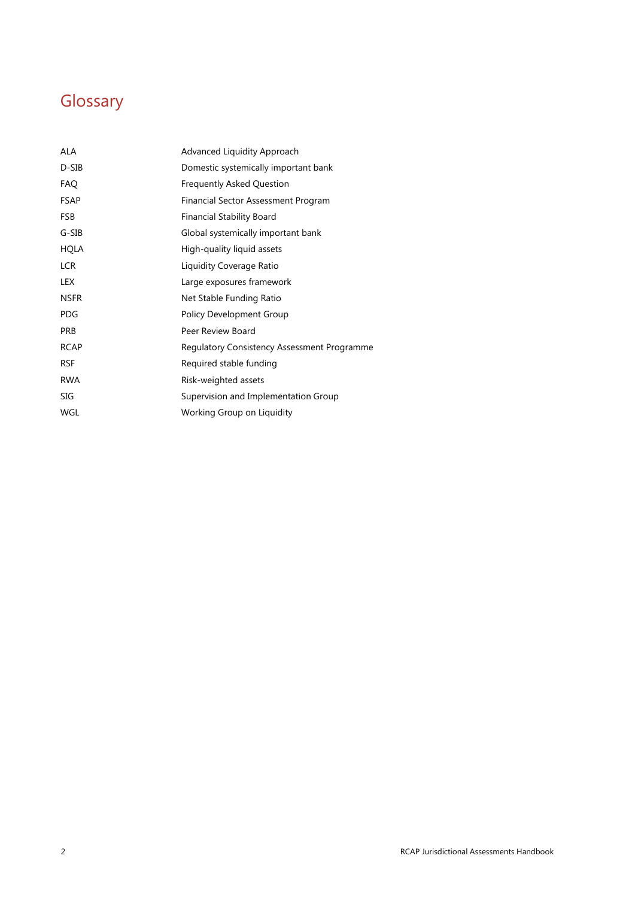# Glossary

| | |
|---|---|
| ALA | Advanced Liquidity Approach |
| D-SIB | Domestic systemically important bank |
| FAQ | Frequently Asked Question |
| FSAP | Financial Sector Assessment Program |
| FSB | Financial Stability Board |
| G-SIB | Global systemically important bank |
| HQLA | High-quality liquid assets |
| LCR | Liquidity Coverage Ratio |
| LEX | Large exposures framework |
| NSFR | Net Stable Funding Ratio |
| PDG | Policy Development Group |
| PRB | Peer Review Board |
| RCAP | Regulatory Consistency Assessment Programme |
| RSF | Required stable funding |
| RWA | Risk-weighted assets |
| SIG | Supervision and Implementation Group |
| WGL | Working Group on Liquidity |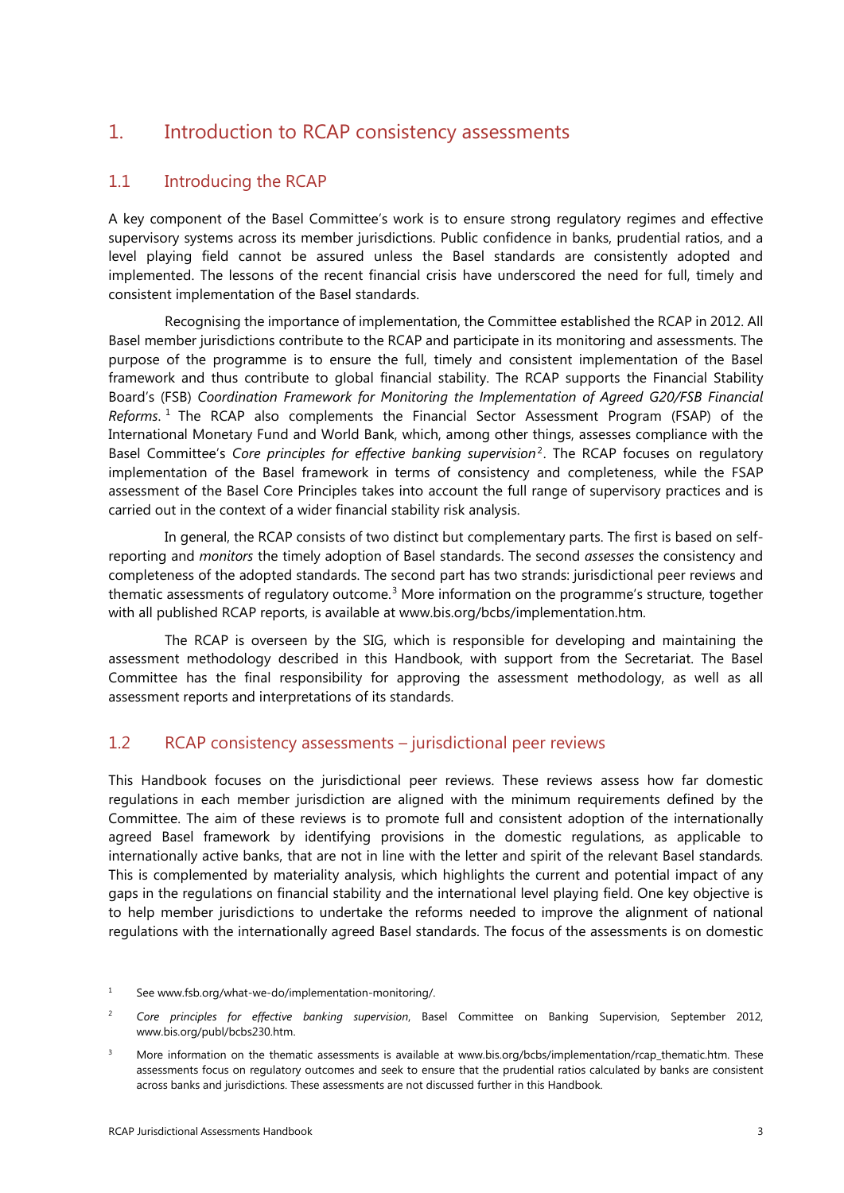# 1. Introduction to RCAP consistency assessments

## 1.1 Introducing the RCAP

A key component of the Basel Committee's work is to ensure strong regulatory regimes and effective supervisory systems across its member jurisdictions. Public confidence in banks, prudential ratios, and a level playing field cannot be assured unless the Basel standards are consistently adopted and implemented. The lessons of the recent financial crisis have underscored the need for full, timely and consistent implementation of the Basel standards.

Recognising the importance of implementation, the Committee established the RCAP in 2012. All Basel member jurisdictions contribute to the RCAP and participate in its monitoring and assessments. The purpose of the programme is to ensure the full, timely and consistent implementation of the Basel framework and thus contribute to global financial stability. The RCAP supports the Financial Stability Board's (FSB) *Coordination Framework for Monitoring the Implementation of Agreed G20/FSB Financial Reforms*.[1] The RCAP also complements the Financial Sector Assessment Program (FSAP) of the International Monetary Fund and World Bank, which, among other things, assesses compliance with the Basel Committee's *Core principles for effective banking supervision*[2]. The RCAP focuses on regulatory implementation of the Basel framework in terms of consistency and completeness, while the FSAP assessment of the Basel Core Principles takes into account the full range of supervisory practices and is carried out in the context of a wider financial stability risk analysis.

In general, the RCAP consists of two distinct but complementary parts. The first is based on self-reporting and *monitors* the timely adoption of Basel standards. The second *assesses* the consistency and completeness of the adopted standards. The second part has two strands: jurisdictional peer reviews and thematic assessments of regulatory outcome.[3] More information on the programme's structure, together with all published RCAP reports, is available at www.bis.org/bcbs/implementation.htm.

The RCAP is overseen by the SIG, which is responsible for developing and maintaining the assessment methodology described in this Handbook, with support from the Secretariat. The Basel Committee has the final responsibility for approving the assessment methodology, as well as all assessment reports and interpretations of its standards.

## 1.2 RCAP consistency assessments – jurisdictional peer reviews

This Handbook focuses on the jurisdictional peer reviews. These reviews assess how far domestic regulations in each member jurisdiction are aligned with the minimum requirements defined by the Committee. The aim of these reviews is to promote full and consistent adoption of the internationally agreed Basel framework by identifying provisions in the domestic regulations, as applicable to internationally active banks, that are not in line with the letter and spirit of the relevant Basel standards. This is complemented by materiality analysis, which highlights the current and potential impact of any gaps in the regulations on financial stability and the international level playing field. One key objective is to help member jurisdictions to undertake the reforms needed to improve the alignment of national regulations with the internationally agreed Basel standards. The focus of the assessments is on domestic

[1] See www.fsb.org/what-we-do/implementation-monitoring/.

[2] *Core principles for effective banking supervision*, Basel Committee on Banking Supervision, September 2012, www.bis.org/publ/bcbs230.htm.

[3] More information on the thematic assessments is available at www.bis.org/bcbs/implementation/rcap_thematic.htm. These assessments focus on regulatory outcomes and seek to ensure that the prudential ratios calculated by banks are consistent across banks and jurisdictions. These assessments are not discussed further in this Handbook.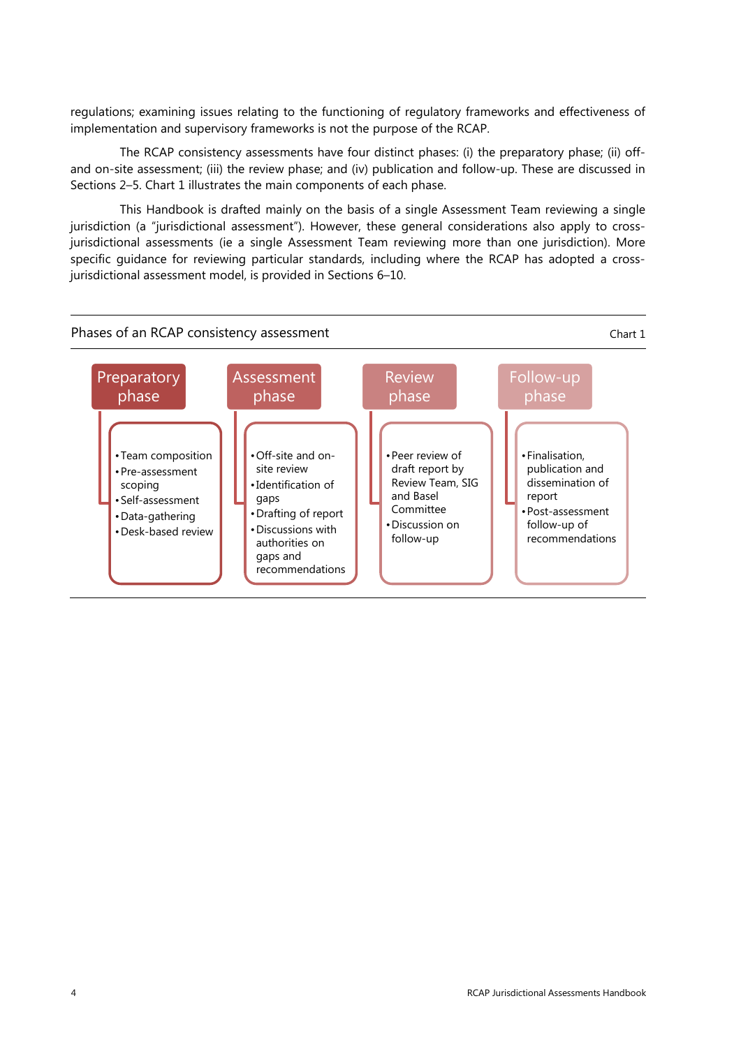regulations; examining issues relating to the functioning of regulatory frameworks and effectiveness of implementation and supervisory frameworks is not the purpose of the RCAP.

The RCAP consistency assessments have four distinct phases: (i) the preparatory phase; (ii) off- and on-site assessment; (iii) the review phase; and (iv) publication and follow-up. These are discussed in Sections 2–5. Chart 1 illustrates the main components of each phase.

This Handbook is drafted mainly on the basis of a single Assessment Team reviewing a single jurisdiction (a "jurisdictional assessment"). However, these general considerations also apply to cross-jurisdictional assessments (ie a single Assessment Team reviewing more than one jurisdiction). More specific guidance for reviewing particular standards, including where the RCAP has adopted a cross-jurisdictional assessment model, is provided in Sections 6–10.

Phases of an RCAP consistency assessment

Chart 1

Preparatory phase
- Team composition
- Pre-assessment scoping
- Self-assessment
- Data-gathering
- Desk-based review

Assessment phase
- Off-site and on-site review
- Identification of gaps
- Drafting of report
- Discussions with authorities on gaps and recommendations

Review phase
- Peer review of draft report by Review Team, SIG and Basel Committee
- Discussion on follow-up

Follow-up phase
- Finalisation, publication and dissemination of report
- Post-assessment follow-up of recommendations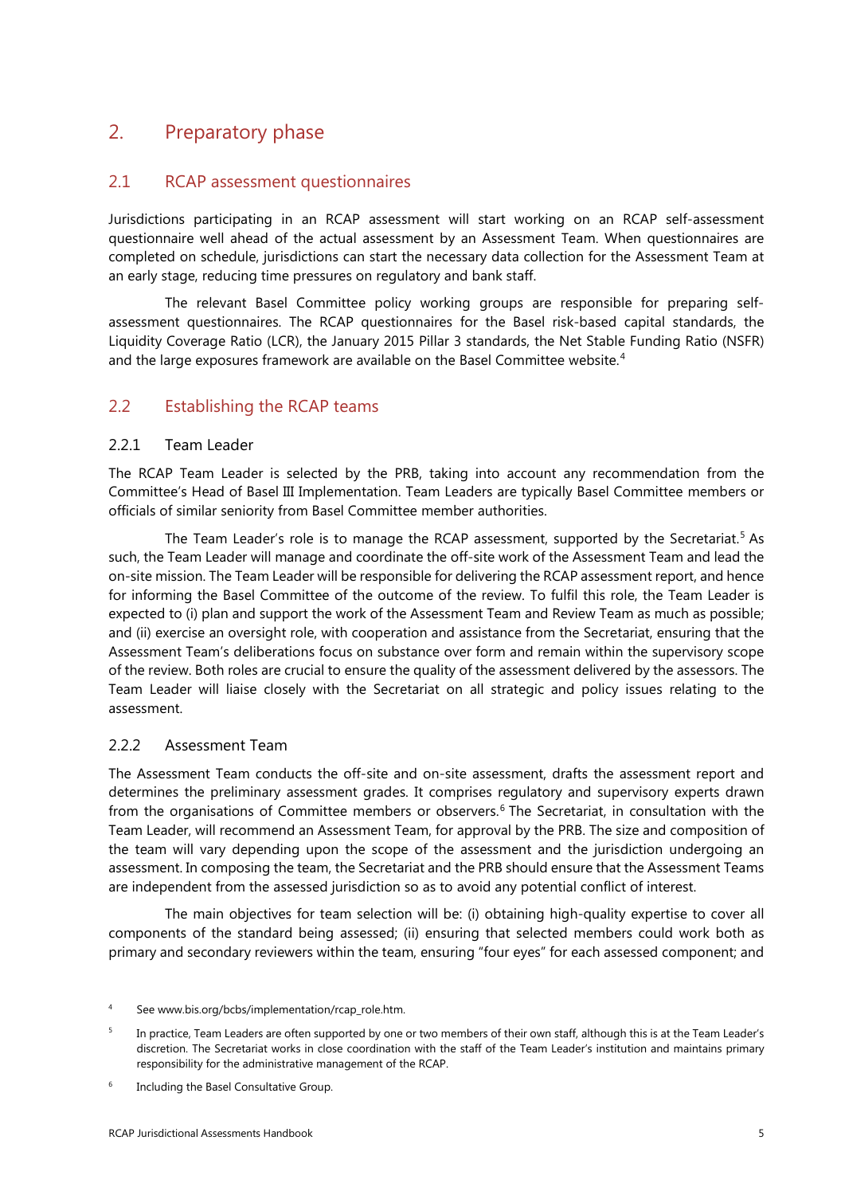## 2. Preparatory phase

### 2.1 RCAP assessment questionnaires

Jurisdictions participating in an RCAP assessment will start working on an RCAP self-assessment questionnaire well ahead of the actual assessment by an Assessment Team. When questionnaires are completed on schedule, jurisdictions can start the necessary data collection for the Assessment Team at an early stage, reducing time pressures on regulatory and bank staff.

The relevant Basel Committee policy working groups are responsible for preparing self-assessment questionnaires. The RCAP questionnaires for the Basel risk-based capital standards, the Liquidity Coverage Ratio (LCR), the January 2015 Pillar 3 standards, the Net Stable Funding Ratio (NSFR) and the large exposures framework are available on the Basel Committee website.[4]

### 2.2 Establishing the RCAP teams

#### 2.2.1 Team Leader

The RCAP Team Leader is selected by the PRB, taking into account any recommendation from the Committee's Head of Basel III Implementation. Team Leaders are typically Basel Committee members or officials of similar seniority from Basel Committee member authorities.

The Team Leader's role is to manage the RCAP assessment, supported by the Secretariat.[5] As such, the Team Leader will manage and coordinate the off-site work of the Assessment Team and lead the on-site mission. The Team Leader will be responsible for delivering the RCAP assessment report, and hence for informing the Basel Committee of the outcome of the review. To fulfil this role, the Team Leader is expected to (i) plan and support the work of the Assessment Team and Review Team as much as possible; and (ii) exercise an oversight role, with cooperation and assistance from the Secretariat, ensuring that the Assessment Team's deliberations focus on substance over form and remain within the supervisory scope of the review. Both roles are crucial to ensure the quality of the assessment delivered by the assessors. The Team Leader will liaise closely with the Secretariat on all strategic and policy issues relating to the assessment.

#### 2.2.2 Assessment Team

The Assessment Team conducts the off-site and on-site assessment, drafts the assessment report and determines the preliminary assessment grades. It comprises regulatory and supervisory experts drawn from the organisations of Committee members or observers.[6] The Secretariat, in consultation with the Team Leader, will recommend an Assessment Team, for approval by the PRB. The size and composition of the team will vary depending upon the scope of the assessment and the jurisdiction undergoing an assessment. In composing the team, the Secretariat and the PRB should ensure that the Assessment Teams are independent from the assessed jurisdiction so as to avoid any potential conflict of interest.

The main objectives for team selection will be: (i) obtaining high-quality expertise to cover all components of the standard being assessed; (ii) ensuring that selected members could work both as primary and secondary reviewers within the team, ensuring "four eyes" for each assessed component; and

---

[4] See www.bis.org/bcbs/implementation/rcap_role.htm.

[5] In practice, Team Leaders are often supported by one or two members of their own staff, although this is at the Team Leader's discretion. The Secretariat works in close coordination with the staff of the Team Leader's institution and maintains primary responsibility for the administrative management of the RCAP.

[6] Including the Basel Consultative Group.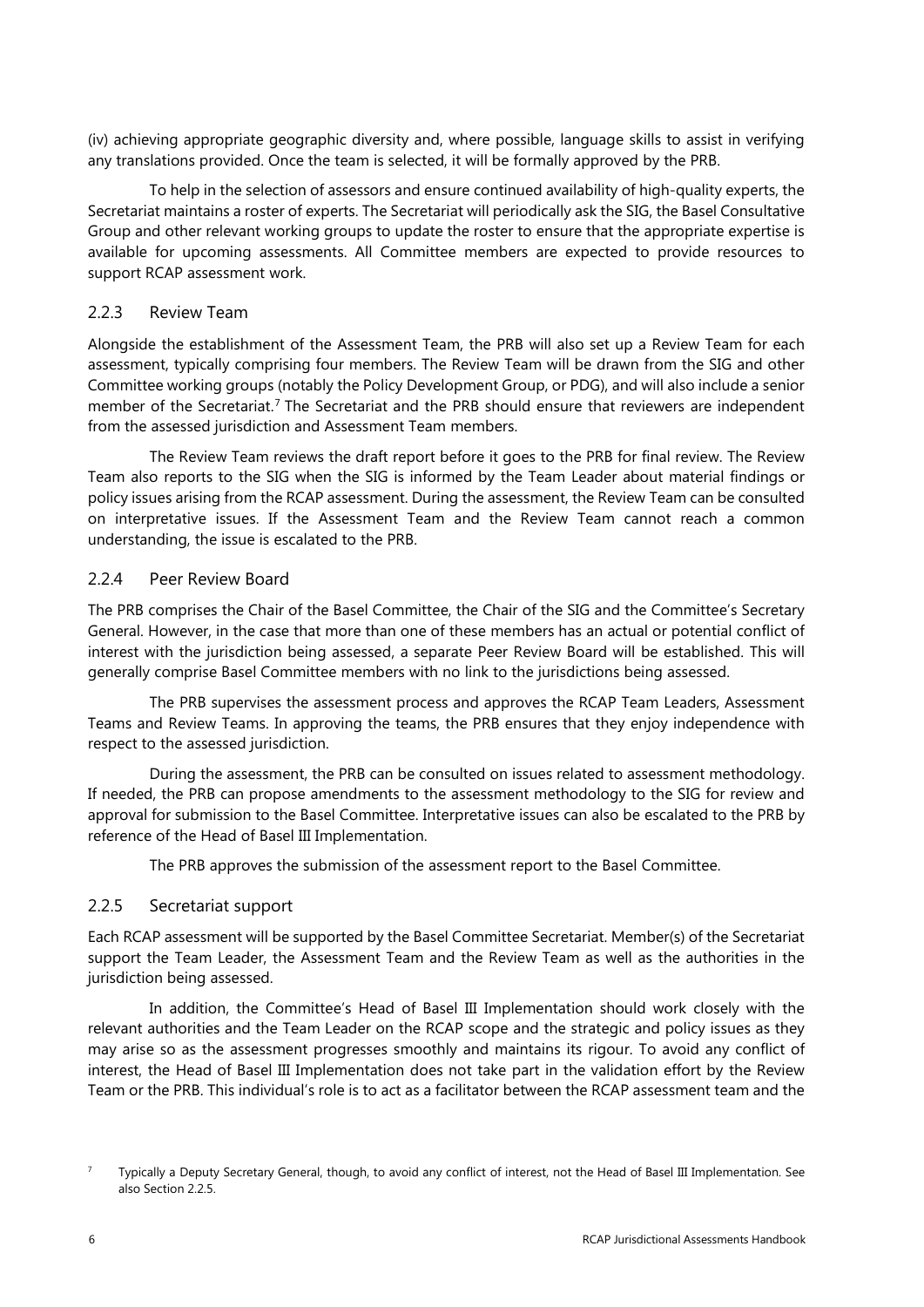(iv) achieving appropriate geographic diversity and, where possible, language skills to assist in verifying any translations provided. Once the team is selected, it will be formally approved by the PRB.

To help in the selection of assessors and ensure continued availability of high-quality experts, the Secretariat maintains a roster of experts. The Secretariat will periodically ask the SIG, the Basel Consultative Group and other relevant working groups to update the roster to ensure that the appropriate expertise is available for upcoming assessments. All Committee members are expected to provide resources to support RCAP assessment work.

### 2.2.3 Review Team

Alongside the establishment of the Assessment Team, the PRB will also set up a Review Team for each assessment, typically comprising four members. The Review Team will be drawn from the SIG and other Committee working groups (notably the Policy Development Group, or PDG), and will also include a senior member of the Secretariat.[7] The Secretariat and the PRB should ensure that reviewers are independent from the assessed jurisdiction and Assessment Team members.

The Review Team reviews the draft report before it goes to the PRB for final review. The Review Team also reports to the SIG when the SIG is informed by the Team Leader about material findings or policy issues arising from the RCAP assessment. During the assessment, the Review Team can be consulted on interpretative issues. If the Assessment Team and the Review Team cannot reach a common understanding, the issue is escalated to the PRB.

### 2.2.4 Peer Review Board

The PRB comprises the Chair of the Basel Committee, the Chair of the SIG and the Committee's Secretary General. However, in the case that more than one of these members has an actual or potential conflict of interest with the jurisdiction being assessed, a separate Peer Review Board will be established. This will generally comprise Basel Committee members with no link to the jurisdictions being assessed.

The PRB supervises the assessment process and approves the RCAP Team Leaders, Assessment Teams and Review Teams. In approving the teams, the PRB ensures that they enjoy independence with respect to the assessed jurisdiction.

During the assessment, the PRB can be consulted on issues related to assessment methodology. If needed, the PRB can propose amendments to the assessment methodology to the SIG for review and approval for submission to the Basel Committee. Interpretative issues can also be escalated to the PRB by reference of the Head of Basel III Implementation.

The PRB approves the submission of the assessment report to the Basel Committee.

### 2.2.5 Secretariat support

Each RCAP assessment will be supported by the Basel Committee Secretariat. Member(s) of the Secretariat support the Team Leader, the Assessment Team and the Review Team as well as the authorities in the jurisdiction being assessed.

In addition, the Committee's Head of Basel III Implementation should work closely with the relevant authorities and the Team Leader on the RCAP scope and the strategic and policy issues as they may arise so as the assessment progresses smoothly and maintains its rigour. To avoid any conflict of interest, the Head of Basel III Implementation does not take part in the validation effort by the Review Team or the PRB. This individual's role is to act as a facilitator between the RCAP assessment team and the

[7] Typically a Deputy Secretary General, though, to avoid any conflict of interest, not the Head of Basel III Implementation. See also Section 2.2.5.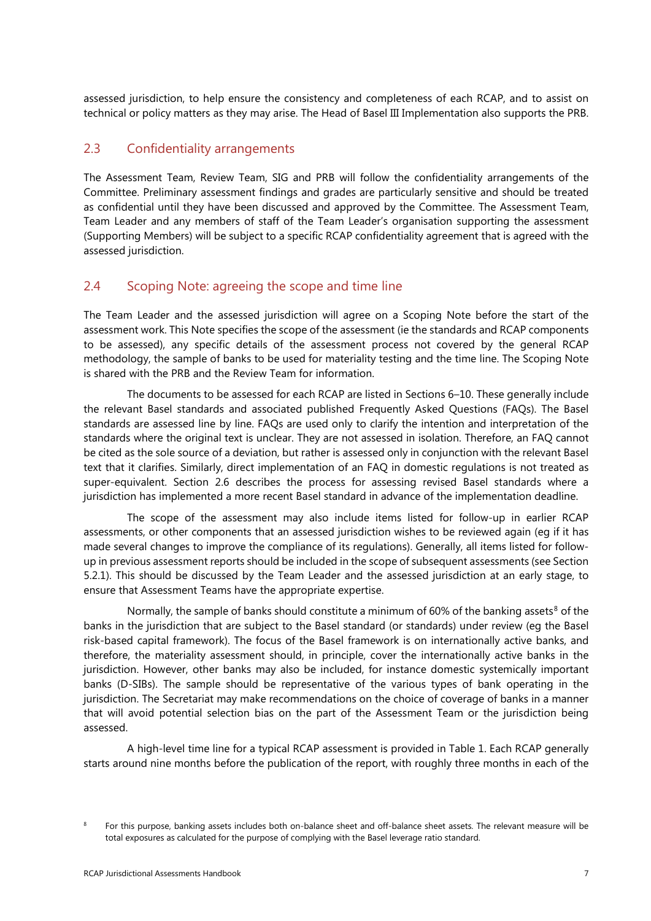assessed jurisdiction, to help ensure the consistency and completeness of each RCAP, and to assist on technical or policy matters as they may arise. The Head of Basel III Implementation also supports the PRB.

## 2.3 Confidentiality arrangements

The Assessment Team, Review Team, SIG and PRB will follow the confidentiality arrangements of the Committee. Preliminary assessment findings and grades are particularly sensitive and should be treated as confidential until they have been discussed and approved by the Committee. The Assessment Team, Team Leader and any members of staff of the Team Leader's organisation supporting the assessment (Supporting Members) will be subject to a specific RCAP confidentiality agreement that is agreed with the assessed jurisdiction.

## 2.4 Scoping Note: agreeing the scope and time line

The Team Leader and the assessed jurisdiction will agree on a Scoping Note before the start of the assessment work. This Note specifies the scope of the assessment (ie the standards and RCAP components to be assessed), any specific details of the assessment process not covered by the general RCAP methodology, the sample of banks to be used for materiality testing and the time line. The Scoping Note is shared with the PRB and the Review Team for information.

The documents to be assessed for each RCAP are listed in Sections 6–10. These generally include the relevant Basel standards and associated published Frequently Asked Questions (FAQs). The Basel standards are assessed line by line. FAQs are used only to clarify the intention and interpretation of the standards where the original text is unclear. They are not assessed in isolation. Therefore, an FAQ cannot be cited as the sole source of a deviation, but rather is assessed only in conjunction with the relevant Basel text that it clarifies. Similarly, direct implementation of an FAQ in domestic regulations is not treated as super-equivalent. Section 2.6 describes the process for assessing revised Basel standards where a jurisdiction has implemented a more recent Basel standard in advance of the implementation deadline.

The scope of the assessment may also include items listed for follow-up in earlier RCAP assessments, or other components that an assessed jurisdiction wishes to be reviewed again (eg if it has made several changes to improve the compliance of its regulations). Generally, all items listed for follow-up in previous assessment reports should be included in the scope of subsequent assessments (see Section 5.2.1). This should be discussed by the Team Leader and the assessed jurisdiction at an early stage, to ensure that Assessment Teams have the appropriate expertise.

Normally, the sample of banks should constitute a minimum of 60% of the banking assets[8] of the banks in the jurisdiction that are subject to the Basel standard (or standards) under review (eg the Basel risk-based capital framework). The focus of the Basel framework is on internationally active banks, and therefore, the materiality assessment should, in principle, cover the internationally active banks in the jurisdiction. However, other banks may also be included, for instance domestic systemically important banks (D-SIBs). The sample should be representative of the various types of bank operating in the jurisdiction. The Secretariat may make recommendations on the choice of coverage of banks in a manner that will avoid potential selection bias on the part of the Assessment Team or the jurisdiction being assessed.

A high-level time line for a typical RCAP assessment is provided in Table 1. Each RCAP generally starts around nine months before the publication of the report, with roughly three months in each of the

[8] For this purpose, banking assets includes both on-balance sheet and off-balance sheet assets. The relevant measure will be total exposures as calculated for the purpose of complying with the Basel leverage ratio standard.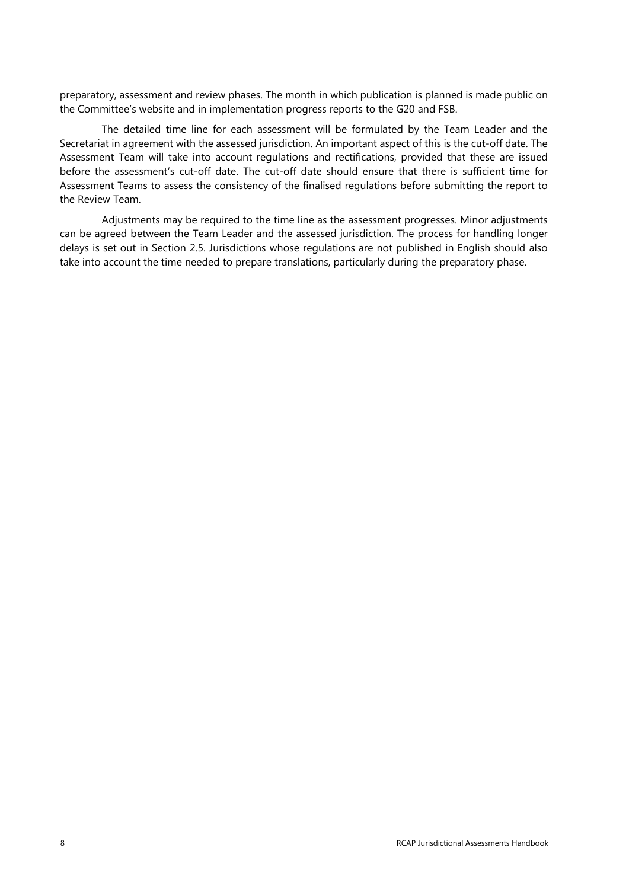preparatory, assessment and review phases. The month in which publication is planned is made public on the Committee's website and in implementation progress reports to the G20 and FSB.

The detailed time line for each assessment will be formulated by the Team Leader and the Secretariat in agreement with the assessed jurisdiction. An important aspect of this is the cut-off date. The Assessment Team will take into account regulations and rectifications, provided that these are issued before the assessment's cut-off date. The cut-off date should ensure that there is sufficient time for Assessment Teams to assess the consistency of the finalised regulations before submitting the report to the Review Team.

Adjustments may be required to the time line as the assessment progresses. Minor adjustments can be agreed between the Team Leader and the assessed jurisdiction. The process for handling longer delays is set out in Section 2.5. Jurisdictions whose regulations are not published in English should also take into account the time needed to prepare translations, particularly during the preparatory phase.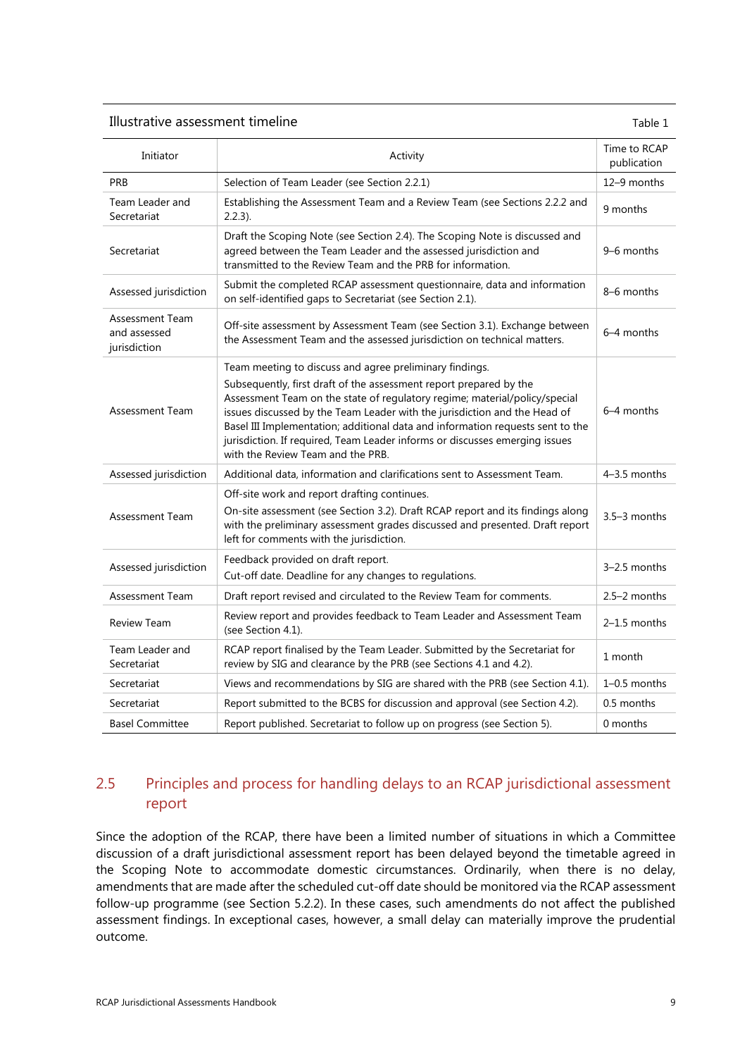Illustrative assessment timeline

Table 1

| Initiator | Activity | Time to RCAP publication |
|---|---|---|
| PRB | Selection of Team Leader (see Section 2.2.1) | 12–9 months |
| Team Leader and Secretariat | Establishing the Assessment Team and a Review Team (see Sections 2.2.2 and 2.2.3). | 9 months |
| Secretariat | Draft the Scoping Note (see Section 2.4). The Scoping Note is discussed and agreed between the Team Leader and the assessed jurisdiction and transmitted to the Review Team and the PRB for information. | 9–6 months |
| Assessed jurisdiction | Submit the completed RCAP assessment questionnaire, data and information on self-identified gaps to Secretariat (see Section 2.1). | 8–6 months |
| Assessment Team and assessed jurisdiction | Off-site assessment by Assessment Team (see Section 3.1). Exchange between the Assessment Team and the assessed jurisdiction on technical matters. | 6–4 months |
| Assessment Team | Team meeting to discuss and agree preliminary findings.<br>Subsequently, first draft of the assessment report prepared by the Assessment Team on the state of regulatory regime; material/policy/special issues discussed by the Team Leader with the jurisdiction and the Head of Basel III Implementation; additional data and information requests sent to the jurisdiction. If required, Team Leader informs or discusses emerging issues with the Review Team and the PRB. | 6–4 months |
| Assessed jurisdiction | Additional data, information and clarifications sent to Assessment Team. | 4–3.5 months |
| Assessment Team | Off-site work and report drafting continues.<br>On-site assessment (see Section 3.2). Draft RCAP report and its findings along with the preliminary assessment grades discussed and presented. Draft report left for comments with the jurisdiction. | 3.5–3 months |
| Assessed jurisdiction | Feedback provided on draft report.<br>Cut-off date. Deadline for any changes to regulations. | 3–2.5 months |
| Assessment Team | Draft report revised and circulated to the Review Team for comments. | 2.5–2 months |
| Review Team | Review report and provides feedback to Team Leader and Assessment Team (see Section 4.1). | 2–1.5 months |
| Team Leader and Secretariat | RCAP report finalised by the Team Leader. Submitted by the Secretariat for review by SIG and clearance by the PRB (see Sections 4.1 and 4.2). | 1 month |
| Secretariat | Views and recommendations by SIG are shared with the PRB (see Section 4.1). | 1–0.5 months |
| Secretariat | Report submitted to the BCBS for discussion and approval (see Section 4.2). | 0.5 months |
| Basel Committee | Report published. Secretariat to follow up on progress (see Section 5). | 0 months |

## 2.5 Principles and process for handling delays to an RCAP jurisdictional assessment report

Since the adoption of the RCAP, there have been a limited number of situations in which a Committee discussion of a draft jurisdictional assessment report has been delayed beyond the timetable agreed in the Scoping Note to accommodate domestic circumstances. Ordinarily, when there is no delay, amendments that are made after the scheduled cut-off date should be monitored via the RCAP assessment follow-up programme (see Section 5.2.2). In these cases, such amendments do not affect the published assessment findings. In exceptional cases, however, a small delay can materially improve the prudential outcome.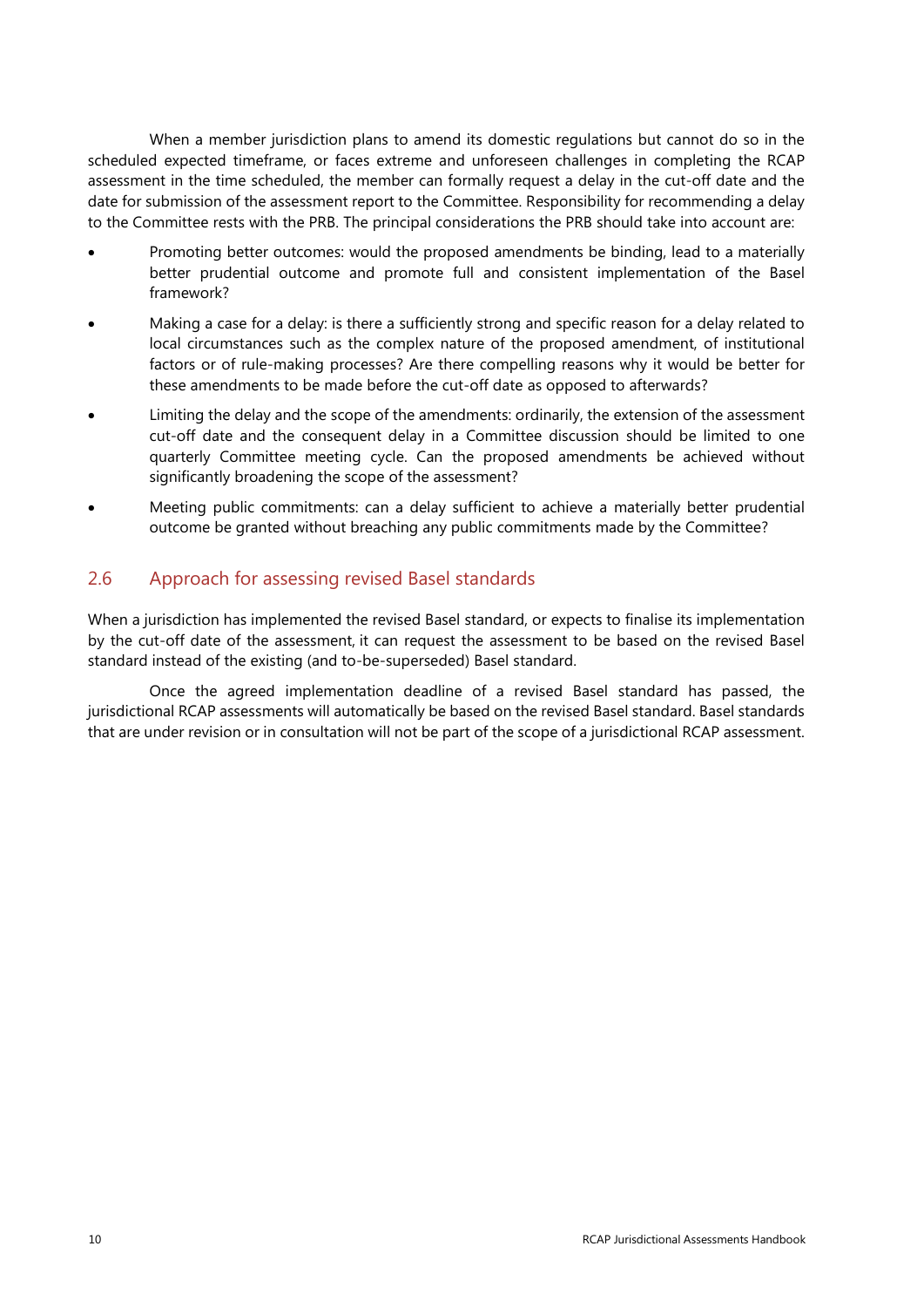When a member jurisdiction plans to amend its domestic regulations but cannot do so in the scheduled expected timeframe, or faces extreme and unforeseen challenges in completing the RCAP assessment in the time scheduled, the member can formally request a delay in the cut-off date and the date for submission of the assessment report to the Committee. Responsibility for recommending a delay to the Committee rests with the PRB. The principal considerations the PRB should take into account are:

- Promoting better outcomes: would the proposed amendments be binding, lead to a materially better prudential outcome and promote full and consistent implementation of the Basel framework?
- Making a case for a delay: is there a sufficiently strong and specific reason for a delay related to local circumstances such as the complex nature of the proposed amendment, of institutional factors or of rule-making processes? Are there compelling reasons why it would be better for these amendments to be made before the cut-off date as opposed to afterwards?
- Limiting the delay and the scope of the amendments: ordinarily, the extension of the assessment cut-off date and the consequent delay in a Committee discussion should be limited to one quarterly Committee meeting cycle. Can the proposed amendments be achieved without significantly broadening the scope of the assessment?
- Meeting public commitments: can a delay sufficient to achieve a materially better prudential outcome be granted without breaching any public commitments made by the Committee?

## 2.6 Approach for assessing revised Basel standards

When a jurisdiction has implemented the revised Basel standard, or expects to finalise its implementation by the cut-off date of the assessment, it can request the assessment to be based on the revised Basel standard instead of the existing (and to-be-superseded) Basel standard.

Once the agreed implementation deadline of a revised Basel standard has passed, the jurisdictional RCAP assessments will automatically be based on the revised Basel standard. Basel standards that are under revision or in consultation will not be part of the scope of a jurisdictional RCAP assessment.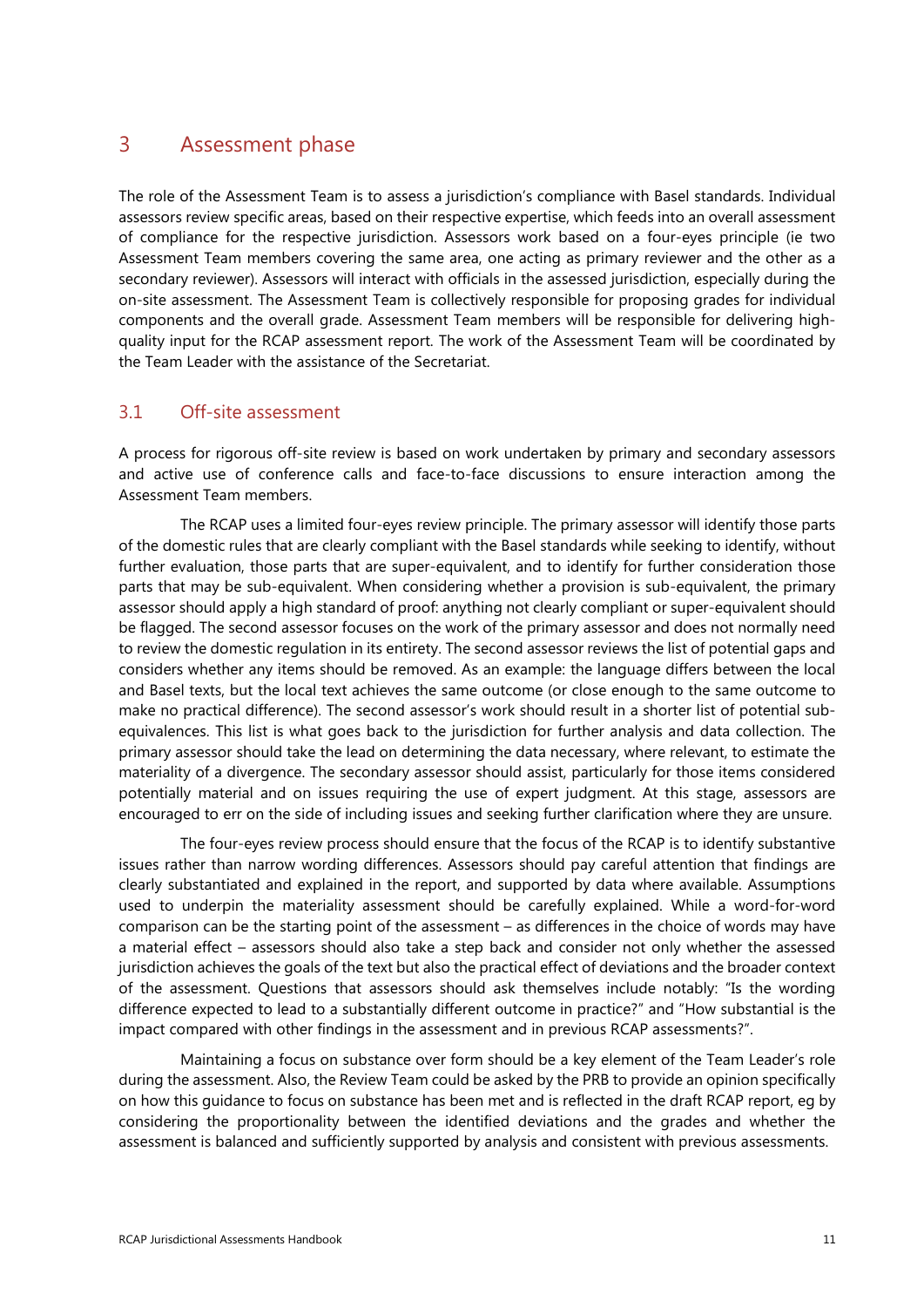# 3 Assessment phase

The role of the Assessment Team is to assess a jurisdiction's compliance with Basel standards. Individual assessors review specific areas, based on their respective expertise, which feeds into an overall assessment of compliance for the respective jurisdiction. Assessors work based on a four-eyes principle (ie two Assessment Team members covering the same area, one acting as primary reviewer and the other as a secondary reviewer). Assessors will interact with officials in the assessed jurisdiction, especially during the on-site assessment. The Assessment Team is collectively responsible for proposing grades for individual components and the overall grade. Assessment Team members will be responsible for delivering high-quality input for the RCAP assessment report. The work of the Assessment Team will be coordinated by the Team Leader with the assistance of the Secretariat.

## 3.1 Off-site assessment

A process for rigorous off-site review is based on work undertaken by primary and secondary assessors and active use of conference calls and face-to-face discussions to ensure interaction among the Assessment Team members.

The RCAP uses a limited four-eyes review principle. The primary assessor will identify those parts of the domestic rules that are clearly compliant with the Basel standards while seeking to identify, without further evaluation, those parts that are super-equivalent, and to identify for further consideration those parts that may be sub-equivalent. When considering whether a provision is sub-equivalent, the primary assessor should apply a high standard of proof: anything not clearly compliant or super-equivalent should be flagged. The second assessor focuses on the work of the primary assessor and does not normally need to review the domestic regulation in its entirety. The second assessor reviews the list of potential gaps and considers whether any items should be removed. As an example: the language differs between the local and Basel texts, but the local text achieves the same outcome (or close enough to the same outcome to make no practical difference). The second assessor's work should result in a shorter list of potential sub-equivalences. This list is what goes back to the jurisdiction for further analysis and data collection. The primary assessor should take the lead on determining the data necessary, where relevant, to estimate the materiality of a divergence. The secondary assessor should assist, particularly for those items considered potentially material and on issues requiring the use of expert judgment. At this stage, assessors are encouraged to err on the side of including issues and seeking further clarification where they are unsure.

The four-eyes review process should ensure that the focus of the RCAP is to identify substantive issues rather than narrow wording differences. Assessors should pay careful attention that findings are clearly substantiated and explained in the report, and supported by data where available. Assumptions used to underpin the materiality assessment should be carefully explained. While a word-for-word comparison can be the starting point of the assessment – as differences in the choice of words may have a material effect – assessors should also take a step back and consider not only whether the assessed jurisdiction achieves the goals of the text but also the practical effect of deviations and the broader context of the assessment. Questions that assessors should ask themselves include notably: "Is the wording difference expected to lead to a substantially different outcome in practice?" and "How substantial is the impact compared with other findings in the assessment and in previous RCAP assessments?".

Maintaining a focus on substance over form should be a key element of the Team Leader's role during the assessment. Also, the Review Team could be asked by the PRB to provide an opinion specifically on how this guidance to focus on substance has been met and is reflected in the draft RCAP report, eg by considering the proportionality between the identified deviations and the grades and whether the assessment is balanced and sufficiently supported by analysis and consistent with previous assessments.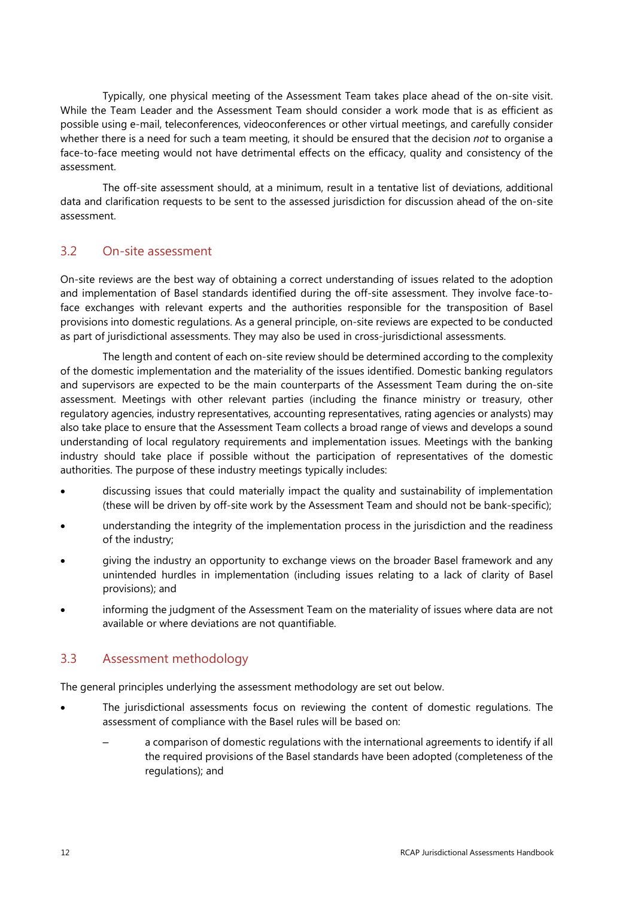Typically, one physical meeting of the Assessment Team takes place ahead of the on-site visit. While the Team Leader and the Assessment Team should consider a work mode that is as efficient as possible using e-mail, teleconferences, videoconferences or other virtual meetings, and carefully consider whether there is a need for such a team meeting, it should be ensured that the decision *not* to organise a face-to-face meeting would not have detrimental effects on the efficacy, quality and consistency of the assessment.

The off-site assessment should, at a minimum, result in a tentative list of deviations, additional data and clarification requests to be sent to the assessed jurisdiction for discussion ahead of the on-site assessment.

## 3.2 On-site assessment

On-site reviews are the best way of obtaining a correct understanding of issues related to the adoption and implementation of Basel standards identified during the off-site assessment. They involve face-to-face exchanges with relevant experts and the authorities responsible for the transposition of Basel provisions into domestic regulations. As a general principle, on-site reviews are expected to be conducted as part of jurisdictional assessments. They may also be used in cross-jurisdictional assessments.

The length and content of each on-site review should be determined according to the complexity of the domestic implementation and the materiality of the issues identified. Domestic banking regulators and supervisors are expected to be the main counterparts of the Assessment Team during the on-site assessment. Meetings with other relevant parties (including the finance ministry or treasury, other regulatory agencies, industry representatives, accounting representatives, rating agencies or analysts) may also take place to ensure that the Assessment Team collects a broad range of views and develops a sound understanding of local regulatory requirements and implementation issues. Meetings with the banking industry should take place if possible without the participation of representatives of the domestic authorities. The purpose of these industry meetings typically includes:

- discussing issues that could materially impact the quality and sustainability of implementation (these will be driven by off-site work by the Assessment Team and should not be bank-specific);
- understanding the integrity of the implementation process in the jurisdiction and the readiness of the industry;
- giving the industry an opportunity to exchange views on the broader Basel framework and any unintended hurdles in implementation (including issues relating to a lack of clarity of Basel provisions); and
- informing the judgment of the Assessment Team on the materiality of issues where data are not available or where deviations are not quantifiable.

## 3.3 Assessment methodology

The general principles underlying the assessment methodology are set out below.

- The jurisdictional assessments focus on reviewing the content of domestic regulations. The assessment of compliance with the Basel rules will be based on:
  - a comparison of domestic regulations with the international agreements to identify if all the required provisions of the Basel standards have been adopted (completeness of the regulations); and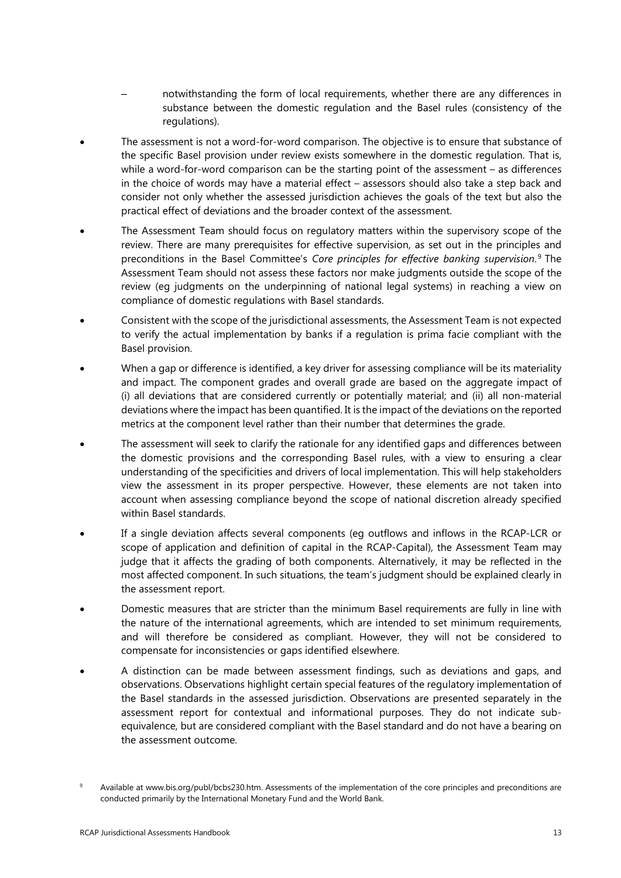- notwithstanding the form of local requirements, whether there are any differences in substance between the domestic regulation and the Basel rules (consistency of the regulations).

- The assessment is not a word-for-word comparison. The objective is to ensure that substance of the specific Basel provision under review exists somewhere in the domestic regulation. That is, while a word-for-word comparison can be the starting point of the assessment – as differences in the choice of words may have a material effect – assessors should also take a step back and consider not only whether the assessed jurisdiction achieves the goals of the text but also the practical effect of deviations and the broader context of the assessment.
- The Assessment Team should focus on regulatory matters within the supervisory scope of the review. There are many prerequisites for effective supervision, as set out in the principles and preconditions in the Basel Committee's *Core principles for effective banking supervision*.[9] The Assessment Team should not assess these factors nor make judgments outside the scope of the review (eg judgments on the underpinning of national legal systems) in reaching a view on compliance of domestic regulations with Basel standards.
- Consistent with the scope of the jurisdictional assessments, the Assessment Team is not expected to verify the actual implementation by banks if a regulation is prima facie compliant with the Basel provision.
- When a gap or difference is identified, a key driver for assessing compliance will be its materiality and impact. The component grades and overall grade are based on the aggregate impact of (i) all deviations that are considered currently or potentially material; and (ii) all non-material deviations where the impact has been quantified. It is the impact of the deviations on the reported metrics at the component level rather than their number that determines the grade.
- The assessment will seek to clarify the rationale for any identified gaps and differences between the domestic provisions and the corresponding Basel rules, with a view to ensuring a clear understanding of the specificities and drivers of local implementation. This will help stakeholders view the assessment in its proper perspective. However, these elements are not taken into account when assessing compliance beyond the scope of national discretion already specified within Basel standards.
- If a single deviation affects several components (eg outflows and inflows in the RCAP-LCR or scope of application and definition of capital in the RCAP-Capital), the Assessment Team may judge that it affects the grading of both components. Alternatively, it may be reflected in the most affected component. In such situations, the team's judgment should be explained clearly in the assessment report.
- Domestic measures that are stricter than the minimum Basel requirements are fully in line with the nature of the international agreements, which are intended to set minimum requirements, and will therefore be considered as compliant. However, they will not be considered to compensate for inconsistencies or gaps identified elsewhere.
- A distinction can be made between assessment findings, such as deviations and gaps, and observations. Observations highlight certain special features of the regulatory implementation of the Basel standards in the assessed jurisdiction. Observations are presented separately in the assessment report for contextual and informational purposes. They do not indicate sub-equivalence, but are considered compliant with the Basel standard and do not have a bearing on the assessment outcome.

[9] Available at www.bis.org/publ/bcbs230.htm. Assessments of the implementation of the core principles and preconditions are conducted primarily by the International Monetary Fund and the World Bank.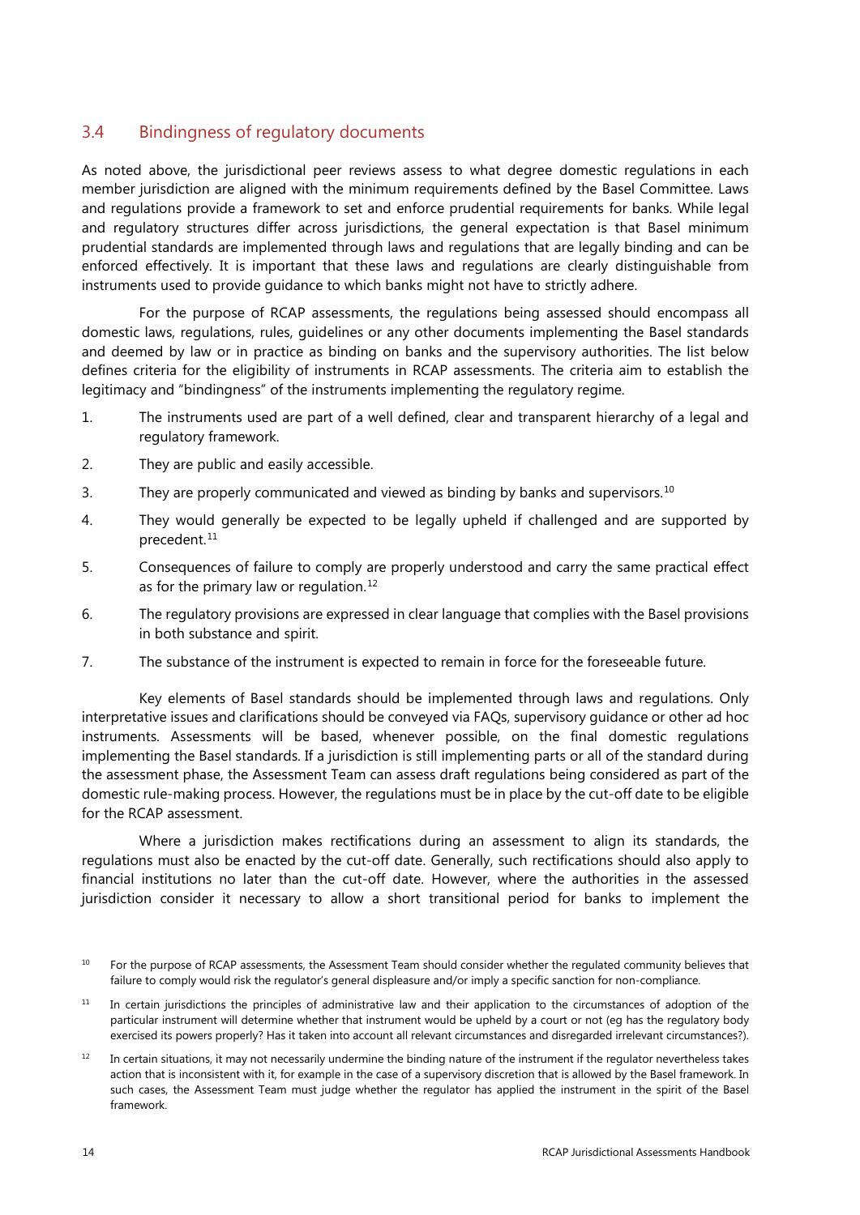## 3.4 Bindingness of regulatory documents

As noted above, the jurisdictional peer reviews assess to what degree domestic regulations in each member jurisdiction are aligned with the minimum requirements defined by the Basel Committee. Laws and regulations provide a framework to set and enforce prudential requirements for banks. While legal and regulatory structures differ across jurisdictions, the general expectation is that Basel minimum prudential standards are implemented through laws and regulations that are legally binding and can be enforced effectively. It is important that these laws and regulations are clearly distinguishable from instruments used to provide guidance to which banks might not have to strictly adhere.

For the purpose of RCAP assessments, the regulations being assessed should encompass all domestic laws, regulations, rules, guidelines or any other documents implementing the Basel standards and deemed by law or in practice as binding on banks and the supervisory authorities. The list below defines criteria for the eligibility of instruments in RCAP assessments. The criteria aim to establish the legitimacy and "bindingness" of the instruments implementing the regulatory regime.

1. The instruments used are part of a well defined, clear and transparent hierarchy of a legal and regulatory framework.
2. They are public and easily accessible.
3. They are properly communicated and viewed as binding by banks and supervisors.[10]
4. They would generally be expected to be legally upheld if challenged and are supported by precedent.[11]
5. Consequences of failure to comply are properly understood and carry the same practical effect as for the primary law or regulation.[12]
6. The regulatory provisions are expressed in clear language that complies with the Basel provisions in both substance and spirit.
7. The substance of the instrument is expected to remain in force for the foreseeable future.

Key elements of Basel standards should be implemented through laws and regulations. Only interpretative issues and clarifications should be conveyed via FAQs, supervisory guidance or other ad hoc instruments. Assessments will be based, whenever possible, on the final domestic regulations implementing the Basel standards. If a jurisdiction is still implementing parts or all of the standard during the assessment phase, the Assessment Team can assess draft regulations being considered as part of the domestic rule-making process. However, the regulations must be in place by the cut-off date to be eligible for the RCAP assessment.

Where a jurisdiction makes rectifications during an assessment to align its standards, the regulations must also be enacted by the cut-off date. Generally, such rectifications should also apply to financial institutions no later than the cut-off date. However, where the authorities in the assessed jurisdiction consider it necessary to allow a short transitional period for banks to implement the

---

[10] For the purpose of RCAP assessments, the Assessment Team should consider whether the regulated community believes that failure to comply would risk the regulator's general displeasure and/or imply a specific sanction for non-compliance.

[11] In certain jurisdictions the principles of administrative law and their application to the circumstances of adoption of the particular instrument will determine whether that instrument would be upheld by a court or not (eg has the regulatory body exercised its powers properly? Has it taken into account all relevant circumstances and disregarded irrelevant circumstances?).

[12] In certain situations, it may not necessarily undermine the binding nature of the instrument if the regulator nevertheless takes action that is inconsistent with it, for example in the case of a supervisory discretion that is allowed by the Basel framework. In such cases, the Assessment Team must judge whether the regulator has applied the instrument in the spirit of the Basel framework.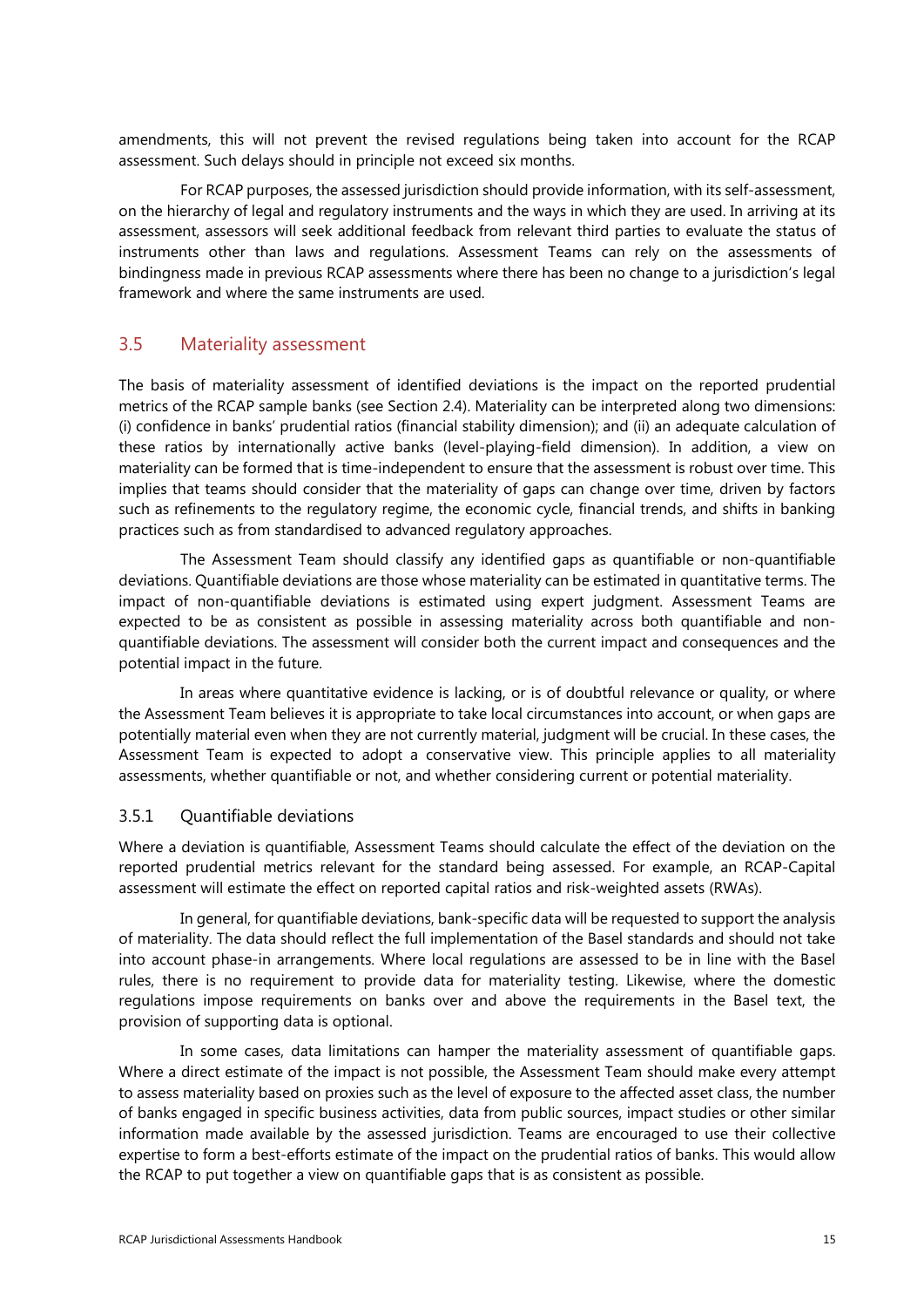amendments, this will not prevent the revised regulations being taken into account for the RCAP assessment. Such delays should in principle not exceed six months.

For RCAP purposes, the assessed jurisdiction should provide information, with its self-assessment, on the hierarchy of legal and regulatory instruments and the ways in which they are used. In arriving at its assessment, assessors will seek additional feedback from relevant third parties to evaluate the status of instruments other than laws and regulations. Assessment Teams can rely on the assessments of bindingness made in previous RCAP assessments where there has been no change to a jurisdiction's legal framework and where the same instruments are used.

## 3.5 Materiality assessment

The basis of materiality assessment of identified deviations is the impact on the reported prudential metrics of the RCAP sample banks (see Section 2.4). Materiality can be interpreted along two dimensions: (i) confidence in banks' prudential ratios (financial stability dimension); and (ii) an adequate calculation of these ratios by internationally active banks (level-playing-field dimension). In addition, a view on materiality can be formed that is time-independent to ensure that the assessment is robust over time. This implies that teams should consider that the materiality of gaps can change over time, driven by factors such as refinements to the regulatory regime, the economic cycle, financial trends, and shifts in banking practices such as from standardised to advanced regulatory approaches.

The Assessment Team should classify any identified gaps as quantifiable or non-quantifiable deviations. Quantifiable deviations are those whose materiality can be estimated in quantitative terms. The impact of non-quantifiable deviations is estimated using expert judgment. Assessment Teams are expected to be as consistent as possible in assessing materiality across both quantifiable and non-quantifiable deviations. The assessment will consider both the current impact and consequences and the potential impact in the future.

In areas where quantitative evidence is lacking, or is of doubtful relevance or quality, or where the Assessment Team believes it is appropriate to take local circumstances into account, or when gaps are potentially material even when they are not currently material, judgment will be crucial. In these cases, the Assessment Team is expected to adopt a conservative view. This principle applies to all materiality assessments, whether quantifiable or not, and whether considering current or potential materiality.

### 3.5.1 Quantifiable deviations

Where a deviation is quantifiable, Assessment Teams should calculate the effect of the deviation on the reported prudential metrics relevant for the standard being assessed. For example, an RCAP-Capital assessment will estimate the effect on reported capital ratios and risk-weighted assets (RWAs).

In general, for quantifiable deviations, bank-specific data will be requested to support the analysis of materiality. The data should reflect the full implementation of the Basel standards and should not take into account phase-in arrangements. Where local regulations are assessed to be in line with the Basel rules, there is no requirement to provide data for materiality testing. Likewise, where the domestic regulations impose requirements on banks over and above the requirements in the Basel text, the provision of supporting data is optional.

In some cases, data limitations can hamper the materiality assessment of quantifiable gaps. Where a direct estimate of the impact is not possible, the Assessment Team should make every attempt to assess materiality based on proxies such as the level of exposure to the affected asset class, the number of banks engaged in specific business activities, data from public sources, impact studies or other similar information made available by the assessed jurisdiction. Teams are encouraged to use their collective expertise to form a best-efforts estimate of the impact on the prudential ratios of banks. This would allow the RCAP to put together a view on quantifiable gaps that is as consistent as possible.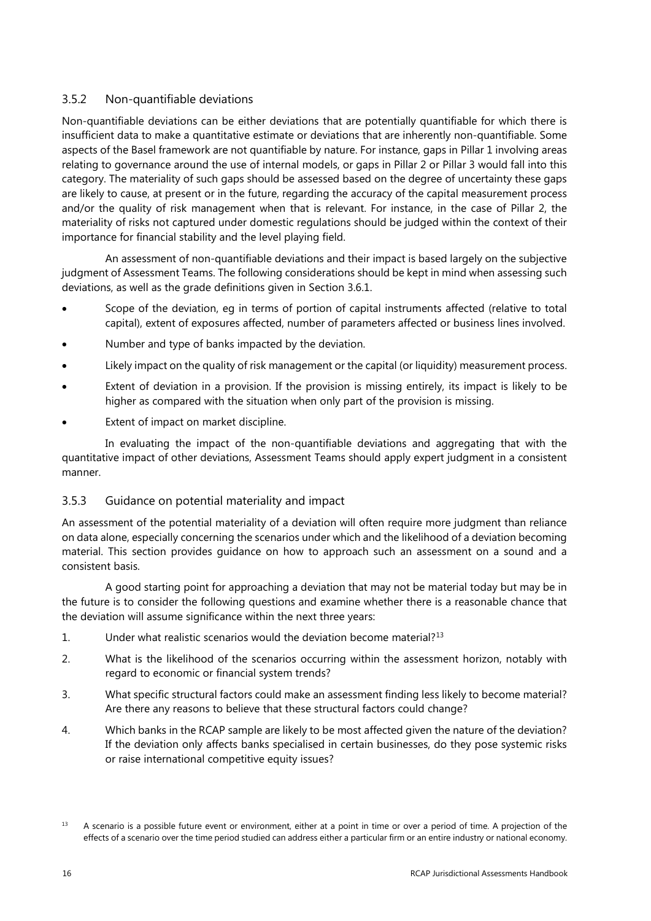### 3.5.2 Non-quantifiable deviations

Non-quantifiable deviations can be either deviations that are potentially quantifiable for which there is insufficient data to make a quantitative estimate or deviations that are inherently non-quantifiable. Some aspects of the Basel framework are not quantifiable by nature. For instance, gaps in Pillar 1 involving areas relating to governance around the use of internal models, or gaps in Pillar 2 or Pillar 3 would fall into this category. The materiality of such gaps should be assessed based on the degree of uncertainty these gaps are likely to cause, at present or in the future, regarding the accuracy of the capital measurement process and/or the quality of risk management when that is relevant. For instance, in the case of Pillar 2, the materiality of risks not captured under domestic regulations should be judged within the context of their importance for financial stability and the level playing field.

An assessment of non-quantifiable deviations and their impact is based largely on the subjective judgment of Assessment Teams. The following considerations should be kept in mind when assessing such deviations, as well as the grade definitions given in Section 3.6.1.

- Scope of the deviation, eg in terms of portion of capital instruments affected (relative to total capital), extent of exposures affected, number of parameters affected or business lines involved.
- Number and type of banks impacted by the deviation.
- Likely impact on the quality of risk management or the capital (or liquidity) measurement process.
- Extent of deviation in a provision. If the provision is missing entirely, its impact is likely to be higher as compared with the situation when only part of the provision is missing.
- Extent of impact on market discipline.

In evaluating the impact of the non-quantifiable deviations and aggregating that with the quantitative impact of other deviations, Assessment Teams should apply expert judgment in a consistent manner.

### 3.5.3 Guidance on potential materiality and impact

An assessment of the potential materiality of a deviation will often require more judgment than reliance on data alone, especially concerning the scenarios under which and the likelihood of a deviation becoming material. This section provides guidance on how to approach such an assessment on a sound and a consistent basis.

A good starting point for approaching a deviation that may not be material today but may be in the future is to consider the following questions and examine whether there is a reasonable chance that the deviation will assume significance within the next three years:

1. Under what realistic scenarios would the deviation become material?[13]
2. What is the likelihood of the scenarios occurring within the assessment horizon, notably with regard to economic or financial system trends?
3. What specific structural factors could make an assessment finding less likely to become material? Are there any reasons to believe that these structural factors could change?
4. Which banks in the RCAP sample are likely to be most affected given the nature of the deviation? If the deviation only affects banks specialised in certain businesses, do they pose systemic risks or raise international competitive equity issues?

[13] A scenario is a possible future event or environment, either at a point in time or over a period of time. A projection of the effects of a scenario over the time period studied can address either a particular firm or an entire industry or national economy.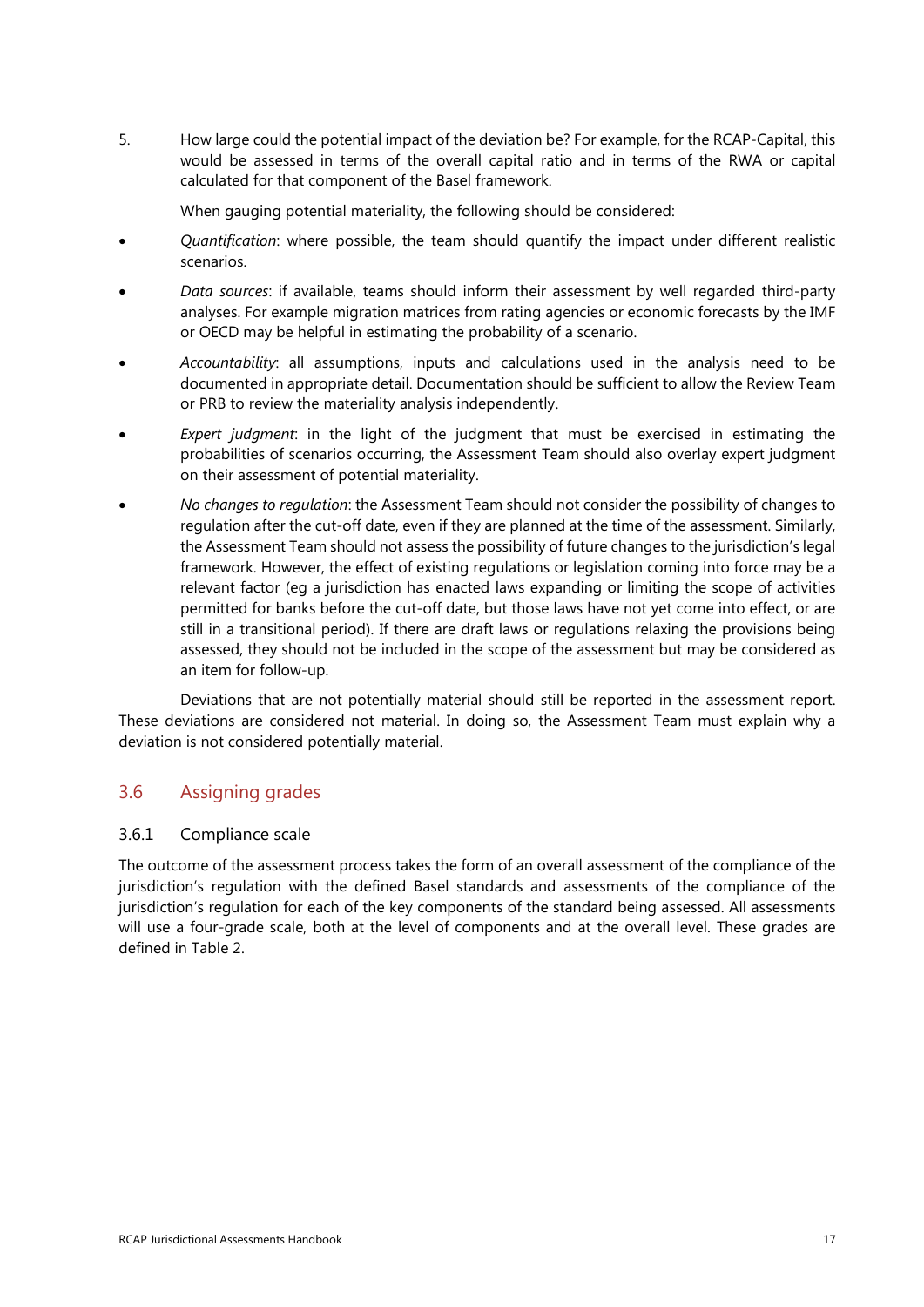5. How large could the potential impact of the deviation be? For example, for the RCAP-Capital, this would be assessed in terms of the overall capital ratio and in terms of the RWA or capital calculated for that component of the Basel framework.

   When gauging potential materiality, the following should be considered:

- *Quantification*: where possible, the team should quantify the impact under different realistic scenarios.
- *Data sources*: if available, teams should inform their assessment by well regarded third-party analyses. For example migration matrices from rating agencies or economic forecasts by the IMF or OECD may be helpful in estimating the probability of a scenario.
- *Accountability*: all assumptions, inputs and calculations used in the analysis need to be documented in appropriate detail. Documentation should be sufficient to allow the Review Team or PRB to review the materiality analysis independently.
- *Expert judgment*: in the light of the judgment that must be exercised in estimating the probabilities of scenarios occurring, the Assessment Team should also overlay expert judgment on their assessment of potential materiality.
- *No changes to regulation*: the Assessment Team should not consider the possibility of changes to regulation after the cut-off date, even if they are planned at the time of the assessment. Similarly, the Assessment Team should not assess the possibility of future changes to the jurisdiction's legal framework. However, the effect of existing regulations or legislation coming into force may be a relevant factor (eg a jurisdiction has enacted laws expanding or limiting the scope of activities permitted for banks before the cut-off date, but those laws have not yet come into effect, or are still in a transitional period). If there are draft laws or regulations relaxing the provisions being assessed, they should not be included in the scope of the assessment but may be considered as an item for follow-up.

Deviations that are not potentially material should still be reported in the assessment report. These deviations are considered not material. In doing so, the Assessment Team must explain why a deviation is not considered potentially material.

## 3.6 Assigning grades

### 3.6.1 Compliance scale

The outcome of the assessment process takes the form of an overall assessment of the compliance of the jurisdiction's regulation with the defined Basel standards and assessments of the compliance of the jurisdiction's regulation for each of the key components of the standard being assessed. All assessments will use a four-grade scale, both at the level of components and at the overall level. These grades are defined in Table 2.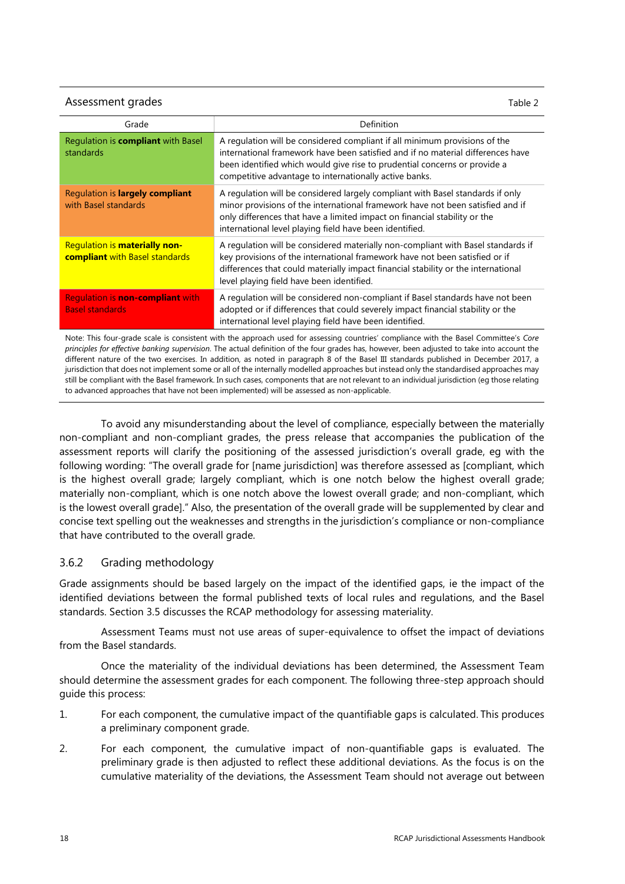Assessment grades

Table 2

| Grade | Definition |
|---|---|
| Regulation is **compliant** with Basel standards | A regulation will be considered compliant if all minimum provisions of the international framework have been satisfied and if no material differences have been identified which would give rise to prudential concerns or provide a competitive advantage to internationally active banks. |
| Regulation is **largely compliant** with Basel standards | A regulation will be considered largely compliant with Basel standards if only minor provisions of the international framework have not been satisfied and if only differences that have a limited impact on financial stability or the international level playing field have been identified. |
| Regulation is **materially non-compliant** with Basel standards | A regulation will be considered materially non-compliant with Basel standards if key provisions of the international framework have not been satisfied or if differences that could materially impact financial stability or the international level playing field have been identified. |
| Regulation is **non-compliant** with Basel standards | A regulation will be considered non-compliant if Basel standards have not been adopted or if differences that could severely impact financial stability or the international level playing field have been identified. |

Note: This four-grade scale is consistent with the approach used for assessing countries' compliance with the Basel Committee's *Core principles for effective banking supervision*. The actual definition of the four grades has, however, been adjusted to take into account the different nature of the two exercises. In addition, as noted in paragraph 8 of the Basel III standards published in December 2017, a jurisdiction that does not implement some or all of the internally modelled approaches but instead only the standardised approaches may still be compliant with the Basel framework. In such cases, components that are not relevant to an individual jurisdiction (eg those relating to advanced approaches that have not been implemented) will be assessed as non-applicable.

To avoid any misunderstanding about the level of compliance, especially between the materially non-compliant and non-compliant grades, the press release that accompanies the publication of the assessment reports will clarify the positioning of the assessed jurisdiction's overall grade, eg with the following wording: "The overall grade for [name jurisdiction] was therefore assessed as [compliant, which is the highest overall grade; largely compliant, which is one notch below the highest overall grade; materially non-compliant, which is one notch above the lowest overall grade; and non-compliant, which is the lowest overall grade]." Also, the presentation of the overall grade will be supplemented by clear and concise text spelling out the weaknesses and strengths in the jurisdiction's compliance or non-compliance that have contributed to the overall grade.

### 3.6.2 Grading methodology

Grade assignments should be based largely on the impact of the identified gaps, ie the impact of the identified deviations between the formal published texts of local rules and regulations, and the Basel standards. Section 3.5 discusses the RCAP methodology for assessing materiality.

Assessment Teams must not use areas of super-equivalence to offset the impact of deviations from the Basel standards.

Once the materiality of the individual deviations has been determined, the Assessment Team should determine the assessment grades for each component. The following three-step approach should guide this process:

1. For each component, the cumulative impact of the quantifiable gaps is calculated. This produces a preliminary component grade.
2. For each component, the cumulative impact of non-quantifiable gaps is evaluated. The preliminary grade is then adjusted to reflect these additional deviations. As the focus is on the cumulative materiality of the deviations, the Assessment Team should not average out between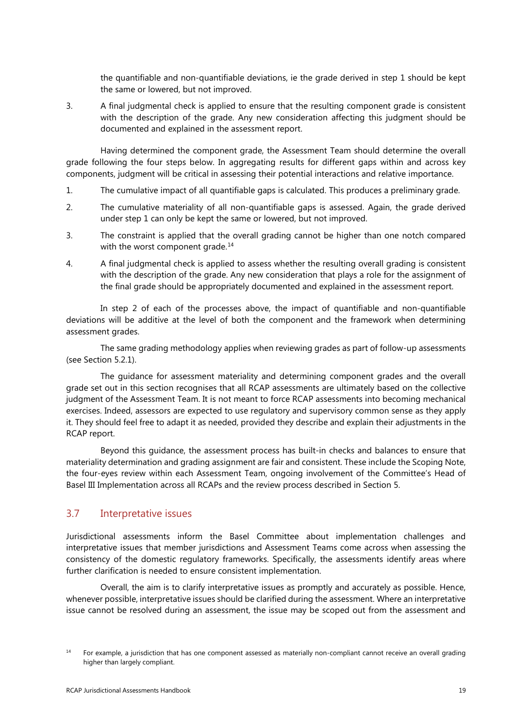the quantifiable and non-quantifiable deviations, ie the grade derived in step 1 should be kept the same or lowered, but not improved.

3. A final judgmental check is applied to ensure that the resulting component grade is consistent with the description of the grade. Any new consideration affecting this judgment should be documented and explained in the assessment report.

Having determined the component grade, the Assessment Team should determine the overall grade following the four steps below. In aggregating results for different gaps within and across key components, judgment will be critical in assessing their potential interactions and relative importance.

1. The cumulative impact of all quantifiable gaps is calculated. This produces a preliminary grade.
2. The cumulative materiality of all non-quantifiable gaps is assessed. Again, the grade derived under step 1 can only be kept the same or lowered, but not improved.
3. The constraint is applied that the overall grading cannot be higher than one notch compared with the worst component grade.[14]
4. A final judgmental check is applied to assess whether the resulting overall grading is consistent with the description of the grade. Any new consideration that plays a role for the assignment of the final grade should be appropriately documented and explained in the assessment report.

In step 2 of each of the processes above, the impact of quantifiable and non-quantifiable deviations will be additive at the level of both the component and the framework when determining assessment grades.

The same grading methodology applies when reviewing grades as part of follow-up assessments (see Section 5.2.1).

The guidance for assessment materiality and determining component grades and the overall grade set out in this section recognises that all RCAP assessments are ultimately based on the collective judgment of the Assessment Team. It is not meant to force RCAP assessments into becoming mechanical exercises. Indeed, assessors are expected to use regulatory and supervisory common sense as they apply it. They should feel free to adapt it as needed, provided they describe and explain their adjustments in the RCAP report.

Beyond this guidance, the assessment process has built-in checks and balances to ensure that materiality determination and grading assignment are fair and consistent. These include the Scoping Note, the four-eyes review within each Assessment Team, ongoing involvement of the Committee's Head of Basel III Implementation across all RCAPs and the review process described in Section 5.

## 3.7 Interpretative issues

Jurisdictional assessments inform the Basel Committee about implementation challenges and interpretative issues that member jurisdictions and Assessment Teams come across when assessing the consistency of the domestic regulatory frameworks. Specifically, the assessments identify areas where further clarification is needed to ensure consistent implementation.

Overall, the aim is to clarify interpretative issues as promptly and accurately as possible. Hence, whenever possible, interpretative issues should be clarified during the assessment. Where an interpretative issue cannot be resolved during an assessment, the issue may be scoped out from the assessment and

[14] For example, a jurisdiction that has one component assessed as materially non-compliant cannot receive an overall grading higher than largely compliant.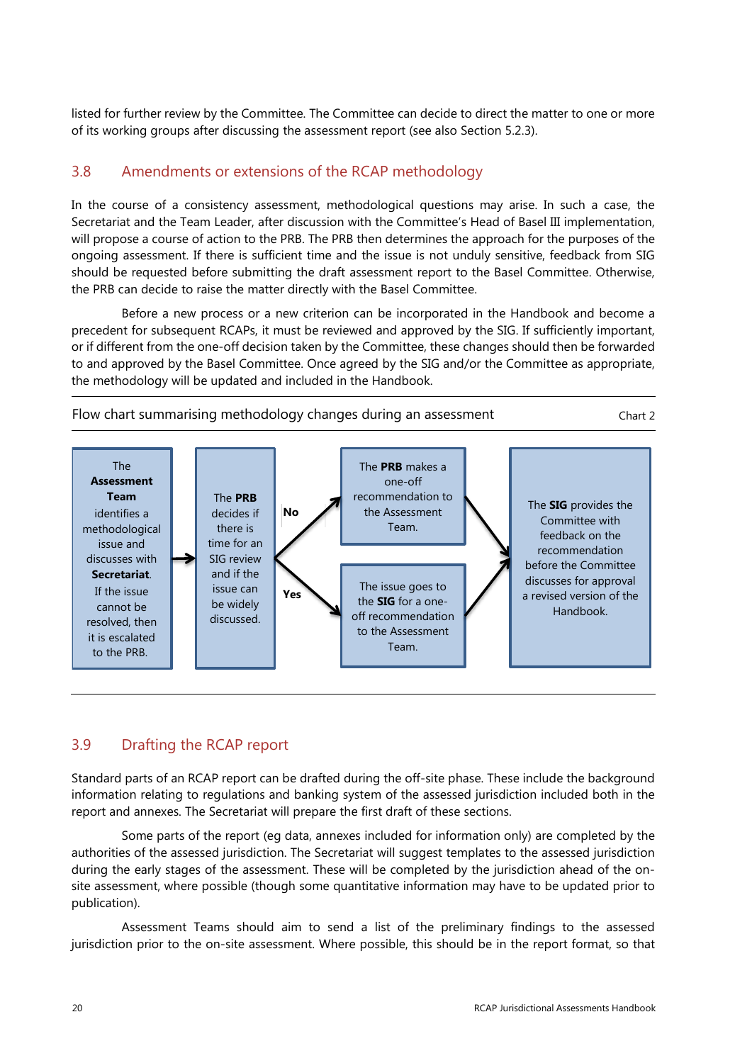listed for further review by the Committee. The Committee can decide to direct the matter to one or more of its working groups after discussing the assessment report (see also Section 5.2.3).

## 3.8 Amendments or extensions of the RCAP methodology

In the course of a consistency assessment, methodological questions may arise. In such a case, the Secretariat and the Team Leader, after discussion with the Committee's Head of Basel III implementation, will propose a course of action to the PRB. The PRB then determines the approach for the purposes of the ongoing assessment. If there is sufficient time and the issue is not unduly sensitive, feedback from SIG should be requested before submitting the draft assessment report to the Basel Committee. Otherwise, the PRB can decide to raise the matter directly with the Basel Committee.

Before a new process or a new criterion can be incorporated in the Handbook and become a precedent for subsequent RCAPs, it must be reviewed and approved by the SIG. If sufficiently important, or if different from the one-off decision taken by the Committee, these changes should then be forwarded to and approved by the Basel Committee. Once agreed by the SIG and/or the Committee as appropriate, the methodology will be updated and included in the Handbook.

Flow chart summarising methodology changes during an assessment — Chart 2

The **Assessment Team** identifies a methodological issue and discusses with **Secretariat**. If the issue cannot be resolved, then it is escalated to the PRB.

→ The **PRB** decides if there is time for an SIG review and if the issue can be widely discussed.

→ **No**: The **PRB** makes a one-off recommendation to the Assessment Team.

→ **Yes**: The issue goes to the **SIG** for a one-off recommendation to the Assessment Team.

→ The **SIG** provides the Committee with feedback on the recommendation before the Committee discusses for approval a revised version of the Handbook.

## 3.9 Drafting the RCAP report

Standard parts of an RCAP report can be drafted during the off-site phase. These include the background information relating to regulations and banking system of the assessed jurisdiction included both in the report and annexes. The Secretariat will prepare the first draft of these sections.

Some parts of the report (eg data, annexes included for information only) are completed by the authorities of the assessed jurisdiction. The Secretariat will suggest templates to the assessed jurisdiction during the early stages of the assessment. These will be completed by the jurisdiction ahead of the on-site assessment, where possible (though some quantitative information may have to be updated prior to publication).

Assessment Teams should aim to send a list of the preliminary findings to the assessed jurisdiction prior to the on-site assessment. Where possible, this should be in the report format, so that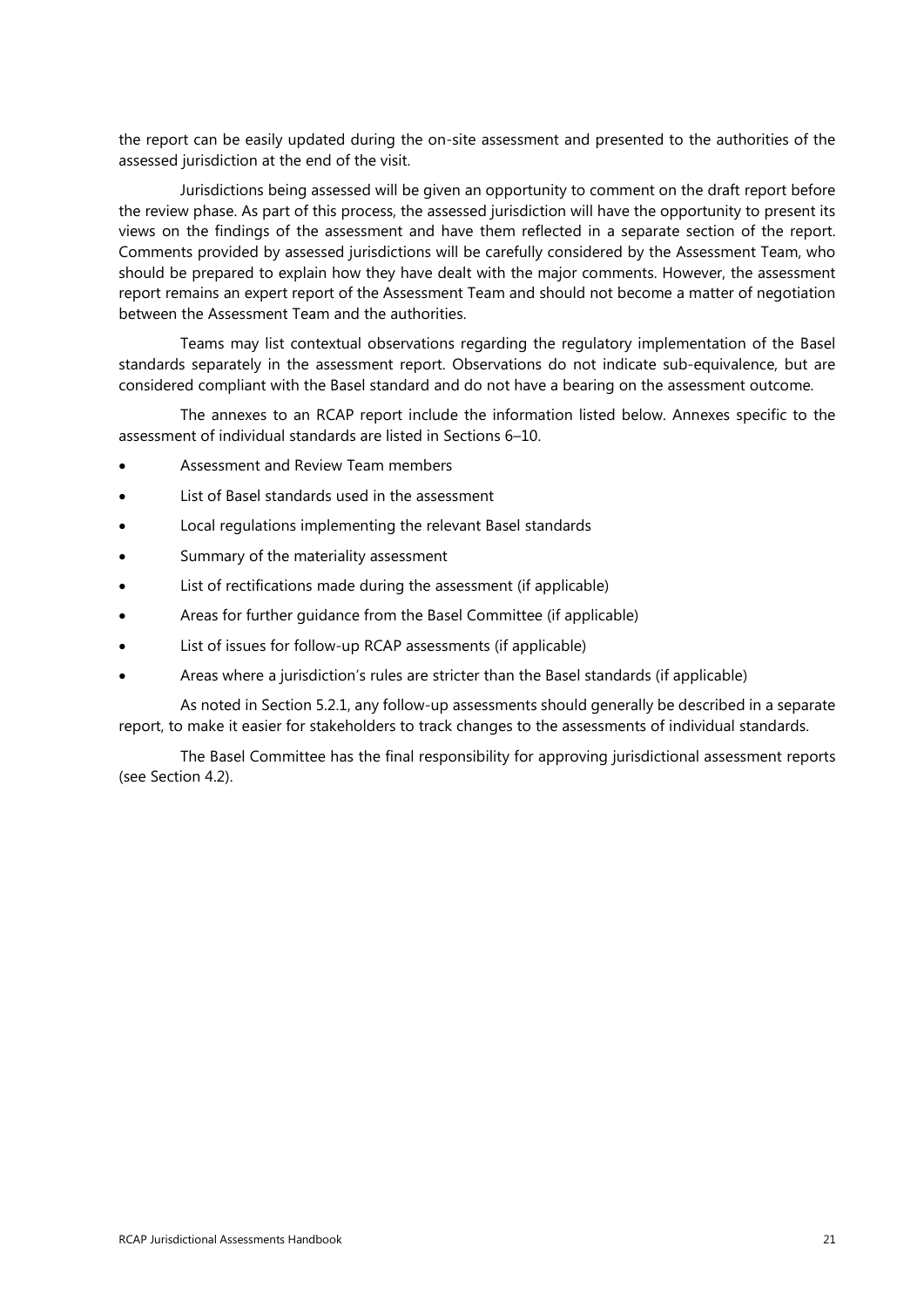the report can be easily updated during the on-site assessment and presented to the authorities of the assessed jurisdiction at the end of the visit.

Jurisdictions being assessed will be given an opportunity to comment on the draft report before the review phase. As part of this process, the assessed jurisdiction will have the opportunity to present its views on the findings of the assessment and have them reflected in a separate section of the report. Comments provided by assessed jurisdictions will be carefully considered by the Assessment Team, who should be prepared to explain how they have dealt with the major comments. However, the assessment report remains an expert report of the Assessment Team and should not become a matter of negotiation between the Assessment Team and the authorities.

Teams may list contextual observations regarding the regulatory implementation of the Basel standards separately in the assessment report. Observations do not indicate sub-equivalence, but are considered compliant with the Basel standard and do not have a bearing on the assessment outcome.

The annexes to an RCAP report include the information listed below. Annexes specific to the assessment of individual standards are listed in Sections 6–10.

- Assessment and Review Team members
- List of Basel standards used in the assessment
- Local regulations implementing the relevant Basel standards
- Summary of the materiality assessment
- List of rectifications made during the assessment (if applicable)
- Areas for further guidance from the Basel Committee (if applicable)
- List of issues for follow-up RCAP assessments (if applicable)
- Areas where a jurisdiction's rules are stricter than the Basel standards (if applicable)

As noted in Section 5.2.1, any follow-up assessments should generally be described in a separate report, to make it easier for stakeholders to track changes to the assessments of individual standards.

The Basel Committee has the final responsibility for approving jurisdictional assessment reports (see Section 4.2).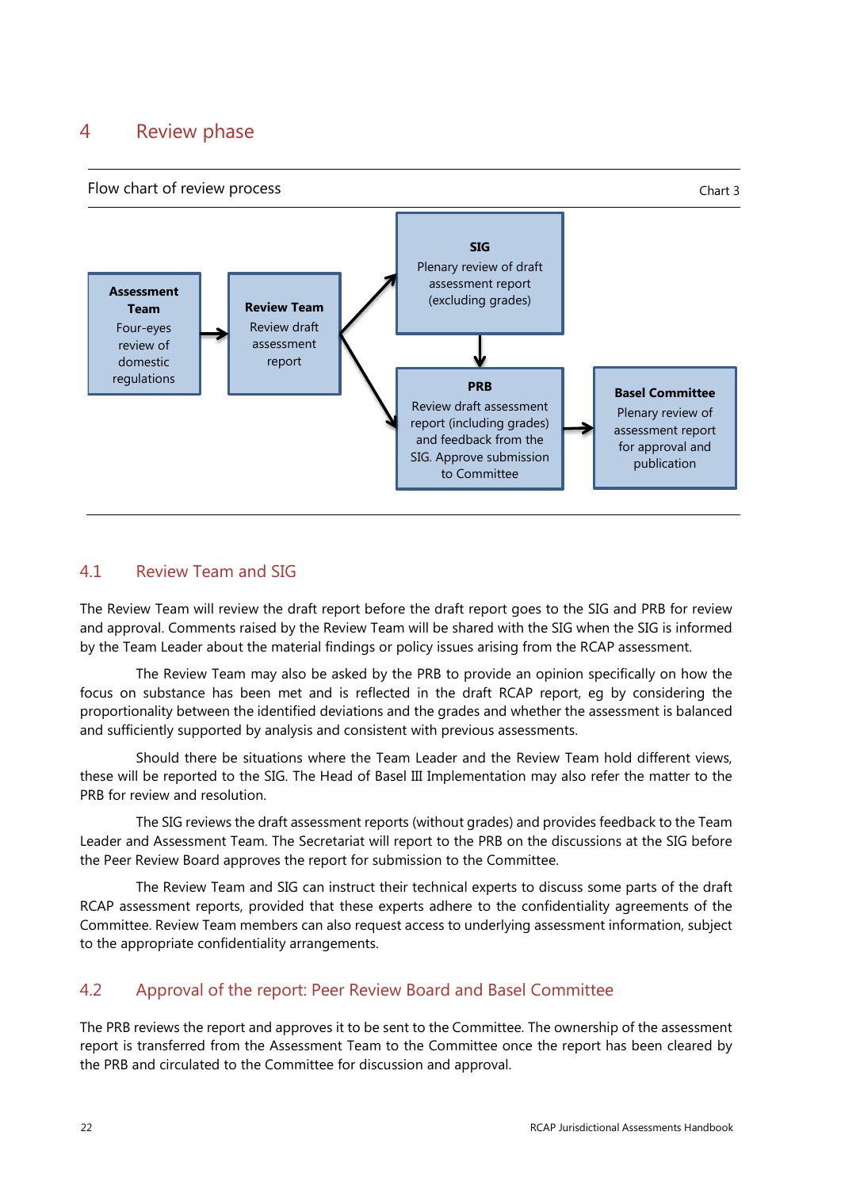# 4 Review phase

Flow chart of review process

Chart 3

**Assessment Team**
Four-eyes review of domestic regulations

**Review Team**
Review draft assessment report

**SIG**
Plenary review of draft assessment report (excluding grades)

**PRB**
Review draft assessment report (including grades) and feedback from the SIG. Approve submission to Committee

**Basel Committee**
Plenary review of assessment report for approval and publication

## 4.1 Review Team and SIG

The Review Team will review the draft report before the draft report goes to the SIG and PRB for review and approval. Comments raised by the Review Team will be shared with the SIG when the SIG is informed by the Team Leader about the material findings or policy issues arising from the RCAP assessment.

The Review Team may also be asked by the PRB to provide an opinion specifically on how the focus on substance has been met and is reflected in the draft RCAP report, eg by considering the proportionality between the identified deviations and the grades and whether the assessment is balanced and sufficiently supported by analysis and consistent with previous assessments.

Should there be situations where the Team Leader and the Review Team hold different views, these will be reported to the SIG. The Head of Basel III Implementation may also refer the matter to the PRB for review and resolution.

The SIG reviews the draft assessment reports (without grades) and provides feedback to the Team Leader and Assessment Team. The Secretariat will report to the PRB on the discussions at the SIG before the Peer Review Board approves the report for submission to the Committee.

The Review Team and SIG can instruct their technical experts to discuss some parts of the draft RCAP assessment reports, provided that these experts adhere to the confidentiality agreements of the Committee. Review Team members can also request access to underlying assessment information, subject to the appropriate confidentiality arrangements.

## 4.2 Approval of the report: Peer Review Board and Basel Committee

The PRB reviews the report and approves it to be sent to the Committee. The ownership of the assessment report is transferred from the Assessment Team to the Committee once the report has been cleared by the PRB and circulated to the Committee for discussion and approval.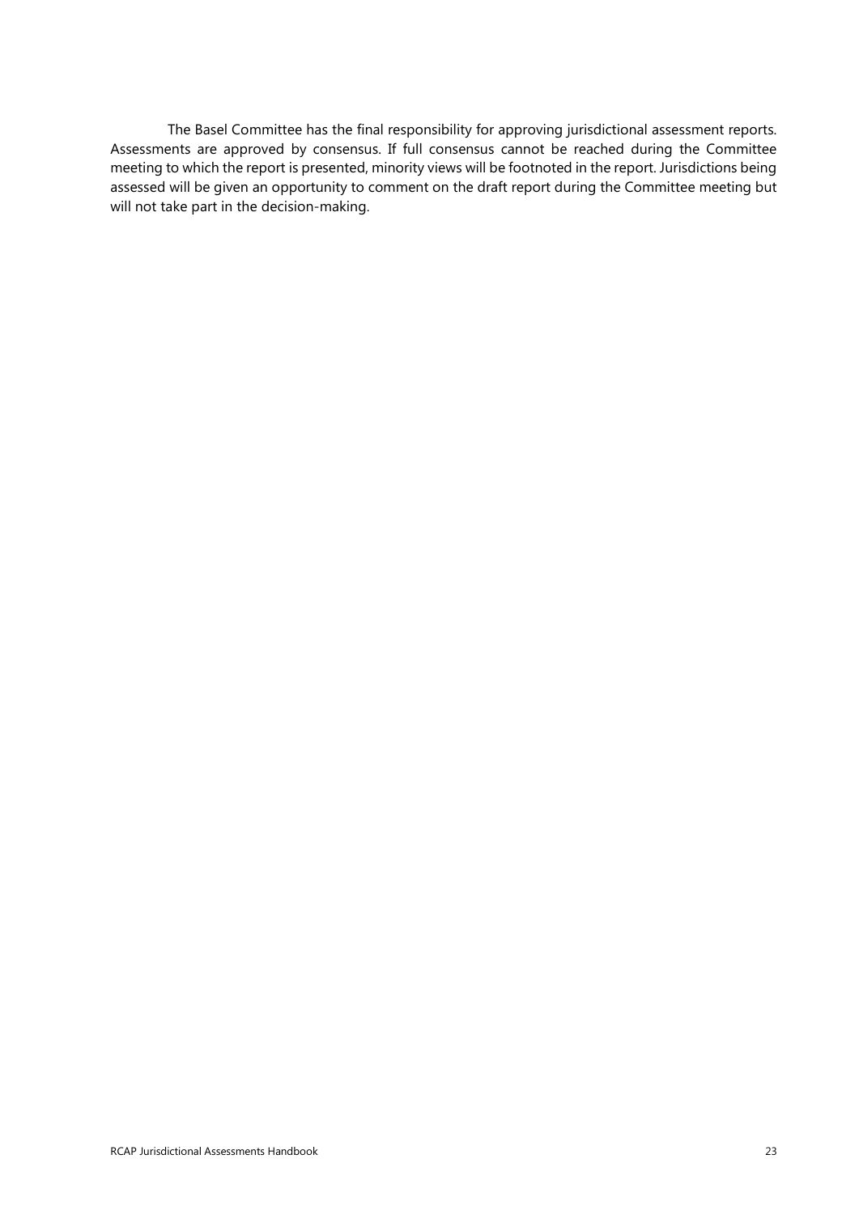The Basel Committee has the final responsibility for approving jurisdictional assessment reports. Assessments are approved by consensus. If full consensus cannot be reached during the Committee meeting to which the report is presented, minority views will be footnoted in the report. Jurisdictions being assessed will be given an opportunity to comment on the draft report during the Committee meeting but will not take part in the decision-making.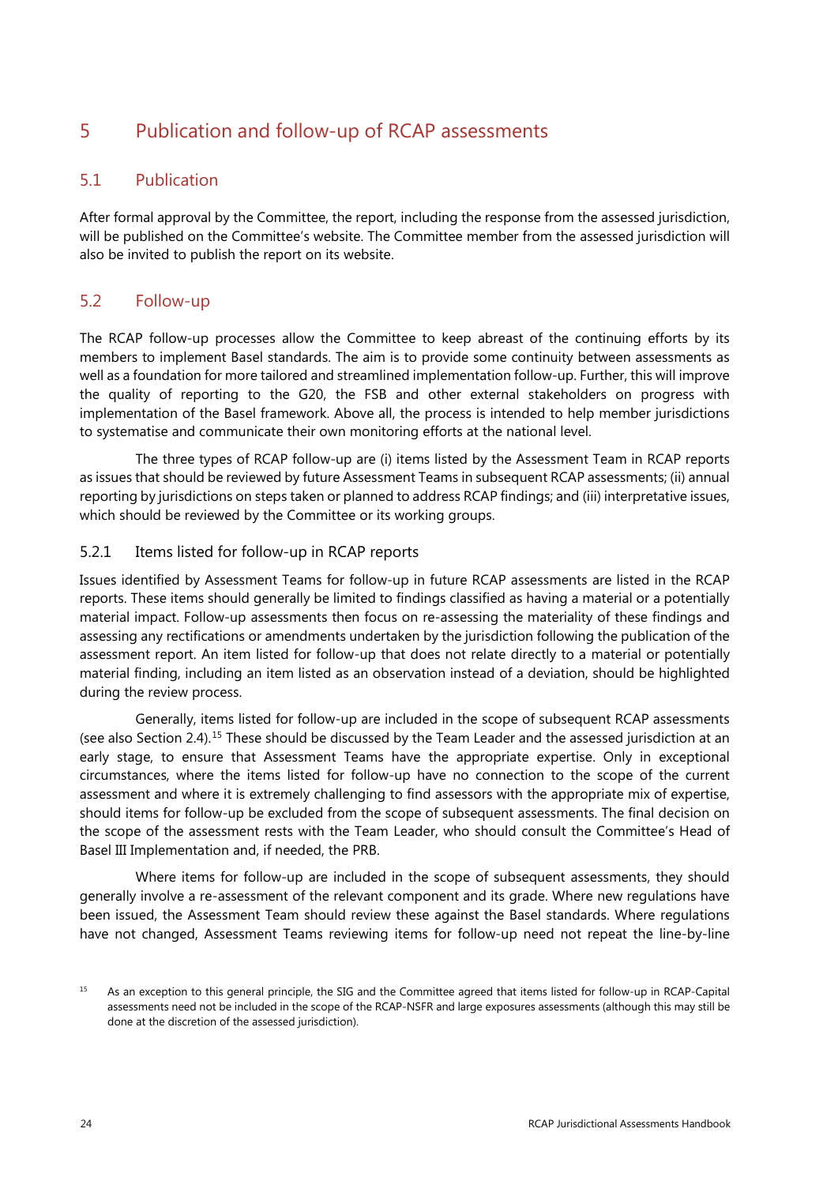# 5 Publication and follow-up of RCAP assessments

## 5.1 Publication

After formal approval by the Committee, the report, including the response from the assessed jurisdiction, will be published on the Committee's website. The Committee member from the assessed jurisdiction will also be invited to publish the report on its website.

## 5.2 Follow-up

The RCAP follow-up processes allow the Committee to keep abreast of the continuing efforts by its members to implement Basel standards. The aim is to provide some continuity between assessments as well as a foundation for more tailored and streamlined implementation follow-up. Further, this will improve the quality of reporting to the G20, the FSB and other external stakeholders on progress with implementation of the Basel framework. Above all, the process is intended to help member jurisdictions to systematise and communicate their own monitoring efforts at the national level.

The three types of RCAP follow-up are (i) items listed by the Assessment Team in RCAP reports as issues that should be reviewed by future Assessment Teams in subsequent RCAP assessments; (ii) annual reporting by jurisdictions on steps taken or planned to address RCAP findings; and (iii) interpretative issues, which should be reviewed by the Committee or its working groups.

### 5.2.1 Items listed for follow-up in RCAP reports

Issues identified by Assessment Teams for follow-up in future RCAP assessments are listed in the RCAP reports. These items should generally be limited to findings classified as having a material or a potentially material impact. Follow-up assessments then focus on re-assessing the materiality of these findings and assessing any rectifications or amendments undertaken by the jurisdiction following the publication of the assessment report. An item listed for follow-up that does not relate directly to a material or potentially material finding, including an item listed as an observation instead of a deviation, should be highlighted during the review process.

Generally, items listed for follow-up are included in the scope of subsequent RCAP assessments (see also Section 2.4).[15] These should be discussed by the Team Leader and the assessed jurisdiction at an early stage, to ensure that Assessment Teams have the appropriate expertise. Only in exceptional circumstances, where the items listed for follow-up have no connection to the scope of the current assessment and where it is extremely challenging to find assessors with the appropriate mix of expertise, should items for follow-up be excluded from the scope of subsequent assessments. The final decision on the scope of the assessment rests with the Team Leader, who should consult the Committee's Head of Basel III Implementation and, if needed, the PRB.

Where items for follow-up are included in the scope of subsequent assessments, they should generally involve a re-assessment of the relevant component and its grade. Where new regulations have been issued, the Assessment Team should review these against the Basel standards. Where regulations have not changed, Assessment Teams reviewing items for follow-up need not repeat the line-by-line

[15] As an exception to this general principle, the SIG and the Committee agreed that items listed for follow-up in RCAP-Capital assessments need not be included in the scope of the RCAP-NSFR and large exposures assessments (although this may still be done at the discretion of the assessed jurisdiction).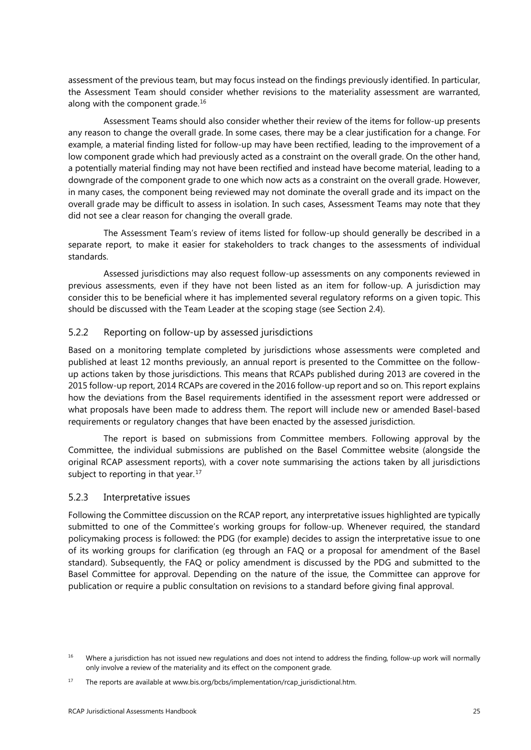assessment of the previous team, but may focus instead on the findings previously identified. In particular, the Assessment Team should consider whether revisions to the materiality assessment are warranted, along with the component grade.[16]

Assessment Teams should also consider whether their review of the items for follow-up presents any reason to change the overall grade. In some cases, there may be a clear justification for a change. For example, a material finding listed for follow-up may have been rectified, leading to the improvement of a low component grade which had previously acted as a constraint on the overall grade. On the other hand, a potentially material finding may not have been rectified and instead have become material, leading to a downgrade of the component grade to one which now acts as a constraint on the overall grade. However, in many cases, the component being reviewed may not dominate the overall grade and its impact on the overall grade may be difficult to assess in isolation. In such cases, Assessment Teams may note that they did not see a clear reason for changing the overall grade.

The Assessment Team's review of items listed for follow-up should generally be described in a separate report, to make it easier for stakeholders to track changes to the assessments of individual standards.

Assessed jurisdictions may also request follow-up assessments on any components reviewed in previous assessments, even if they have not been listed as an item for follow-up. A jurisdiction may consider this to be beneficial where it has implemented several regulatory reforms on a given topic. This should be discussed with the Team Leader at the scoping stage (see Section 2.4).

### 5.2.2 Reporting on follow-up by assessed jurisdictions

Based on a monitoring template completed by jurisdictions whose assessments were completed and published at least 12 months previously, an annual report is presented to the Committee on the follow-up actions taken by those jurisdictions. This means that RCAPs published during 2013 are covered in the 2015 follow-up report, 2014 RCAPs are covered in the 2016 follow-up report and so on. This report explains how the deviations from the Basel requirements identified in the assessment report were addressed or what proposals have been made to address them. The report will include new or amended Basel-based requirements or regulatory changes that have been enacted by the assessed jurisdiction.

The report is based on submissions from Committee members. Following approval by the Committee, the individual submissions are published on the Basel Committee website (alongside the original RCAP assessment reports), with a cover note summarising the actions taken by all jurisdictions subject to reporting in that year.[17]

### 5.2.3 Interpretative issues

Following the Committee discussion on the RCAP report, any interpretative issues highlighted are typically submitted to one of the Committee's working groups for follow-up. Whenever required, the standard policymaking process is followed: the PDG (for example) decides to assign the interpretative issue to one of its working groups for clarification (eg through an FAQ or a proposal for amendment of the Basel standard). Subsequently, the FAQ or policy amendment is discussed by the PDG and submitted to the Basel Committee for approval. Depending on the nature of the issue, the Committee can approve for publication or require a public consultation on revisions to a standard before giving final approval.

[16] Where a jurisdiction has not issued new regulations and does not intend to address the finding, follow-up work will normally only involve a review of the materiality and its effect on the component grade.

[17] The reports are available at www.bis.org/bcbs/implementation/rcap_jurisdictional.htm.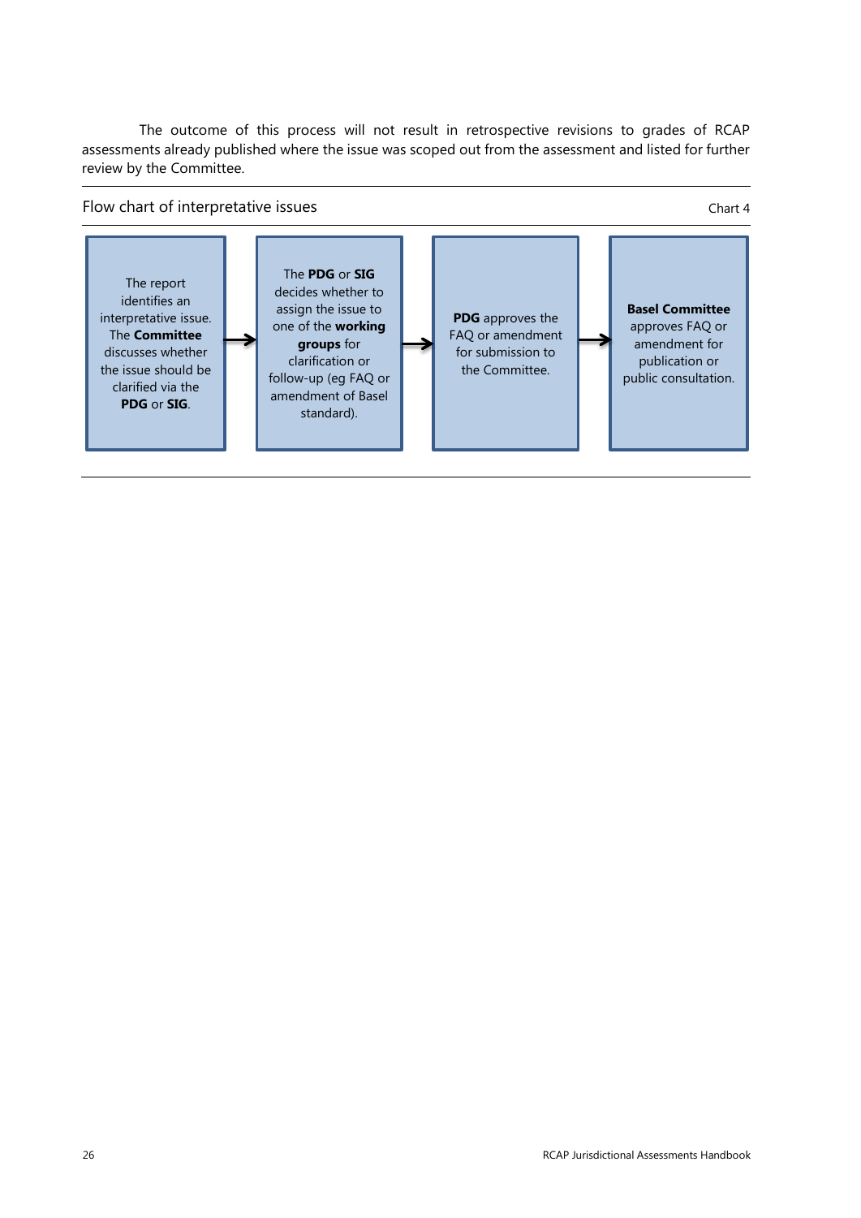The outcome of this process will not result in retrospective revisions to grades of RCAP assessments already published where the issue was scoped out from the assessment and listed for further review by the Committee.

Flow chart of interpretative issues

Chart 4

The report identifies an interpretative issue. The **Committee** discusses whether the issue should be clarified via the **PDG** or **SIG**.

→

The **PDG** or **SIG** decides whether to assign the issue to one of the **working groups** for clarification or follow-up (eg FAQ or amendment of Basel standard).

→

**PDG** approves the FAQ or amendment for submission to the Committee.

→

**Basel Committee** approves FAQ or amendment for publication or public consultation.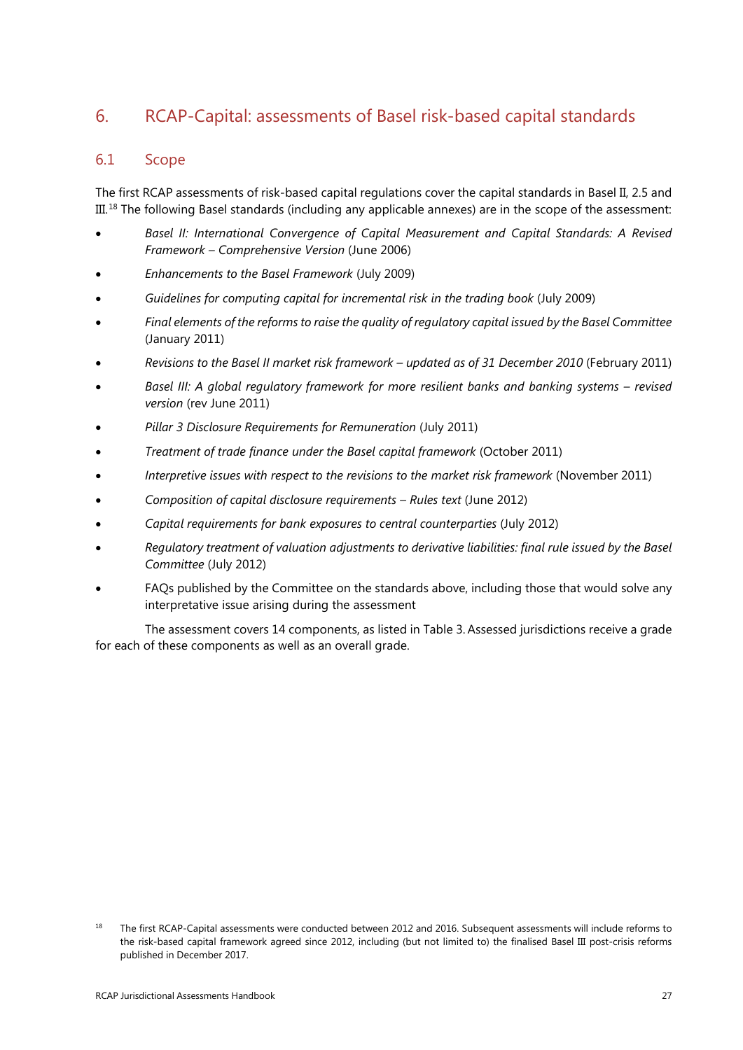## 6. RCAP-Capital: assessments of Basel risk-based capital standards

### 6.1 Scope

The first RCAP assessments of risk-based capital regulations cover the capital standards in Basel II, 2.5 and III.[18] The following Basel standards (including any applicable annexes) are in the scope of the assessment:

- *Basel II: International Convergence of Capital Measurement and Capital Standards: A Revised Framework – Comprehensive Version* (June 2006)
- *Enhancements to the Basel Framework* (July 2009)
- *Guidelines for computing capital for incremental risk in the trading book* (July 2009)
- *Final elements of the reforms to raise the quality of regulatory capital issued by the Basel Committee* (January 2011)
- *Revisions to the Basel II market risk framework – updated as of 31 December 2010* (February 2011)
- *Basel III: A global regulatory framework for more resilient banks and banking systems – revised version* (rev June 2011)
- *Pillar 3 Disclosure Requirements for Remuneration* (July 2011)
- *Treatment of trade finance under the Basel capital framework* (October 2011)
- *Interpretive issues with respect to the revisions to the market risk framework* (November 2011)
- *Composition of capital disclosure requirements – Rules text* (June 2012)
- *Capital requirements for bank exposures to central counterparties* (July 2012)
- *Regulatory treatment of valuation adjustments to derivative liabilities: final rule issued by the Basel Committee* (July 2012)
- FAQs published by the Committee on the standards above, including those that would solve any interpretative issue arising during the assessment

The assessment covers 14 components, as listed in Table 3. Assessed jurisdictions receive a grade for each of these components as well as an overall grade.

[18] The first RCAP-Capital assessments were conducted between 2012 and 2016. Subsequent assessments will include reforms to the risk-based capital framework agreed since 2012, including (but not limited to) the finalised Basel III post-crisis reforms published in December 2017.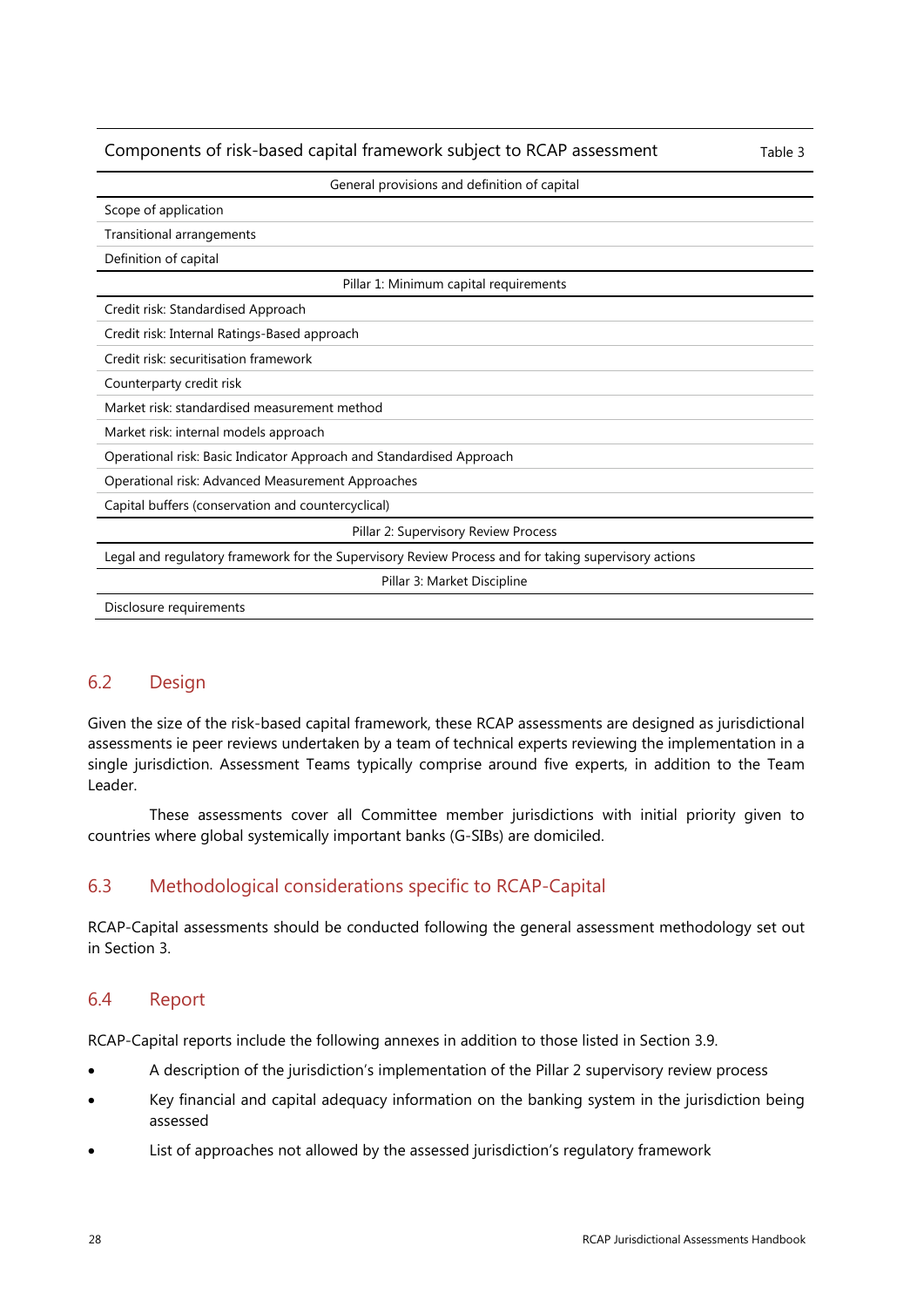Components of risk-based capital framework subject to RCAP assessment — Table 3

| |
|---|
| **General provisions and definition of capital** |
| Scope of application |
| Transitional arrangements |
| Definition of capital |
| **Pillar 1: Minimum capital requirements** |
| Credit risk: Standardised Approach |
| Credit risk: Internal Ratings-Based approach |
| Credit risk: securitisation framework |
| Counterparty credit risk |
| Market risk: standardised measurement method |
| Market risk: internal models approach |
| Operational risk: Basic Indicator Approach and Standardised Approach |
| Operational risk: Advanced Measurement Approaches |
| Capital buffers (conservation and countercyclical) |
| **Pillar 2: Supervisory Review Process** |
| Legal and regulatory framework for the Supervisory Review Process and for taking supervisory actions |
| **Pillar 3: Market Discipline** |
| Disclosure requirements |

## 6.2 Design

Given the size of the risk-based capital framework, these RCAP assessments are designed as jurisdictional assessments ie peer reviews undertaken by a team of technical experts reviewing the implementation in a single jurisdiction. Assessment Teams typically comprise around five experts, in addition to the Team Leader.

These assessments cover all Committee member jurisdictions with initial priority given to countries where global systemically important banks (G-SIBs) are domiciled.

## 6.3 Methodological considerations specific to RCAP-Capital

RCAP-Capital assessments should be conducted following the general assessment methodology set out in Section 3.

## 6.4 Report

RCAP-Capital reports include the following annexes in addition to those listed in Section 3.9.

- A description of the jurisdiction's implementation of the Pillar 2 supervisory review process
- Key financial and capital adequacy information on the banking system in the jurisdiction being assessed
- List of approaches not allowed by the assessed jurisdiction's regulatory framework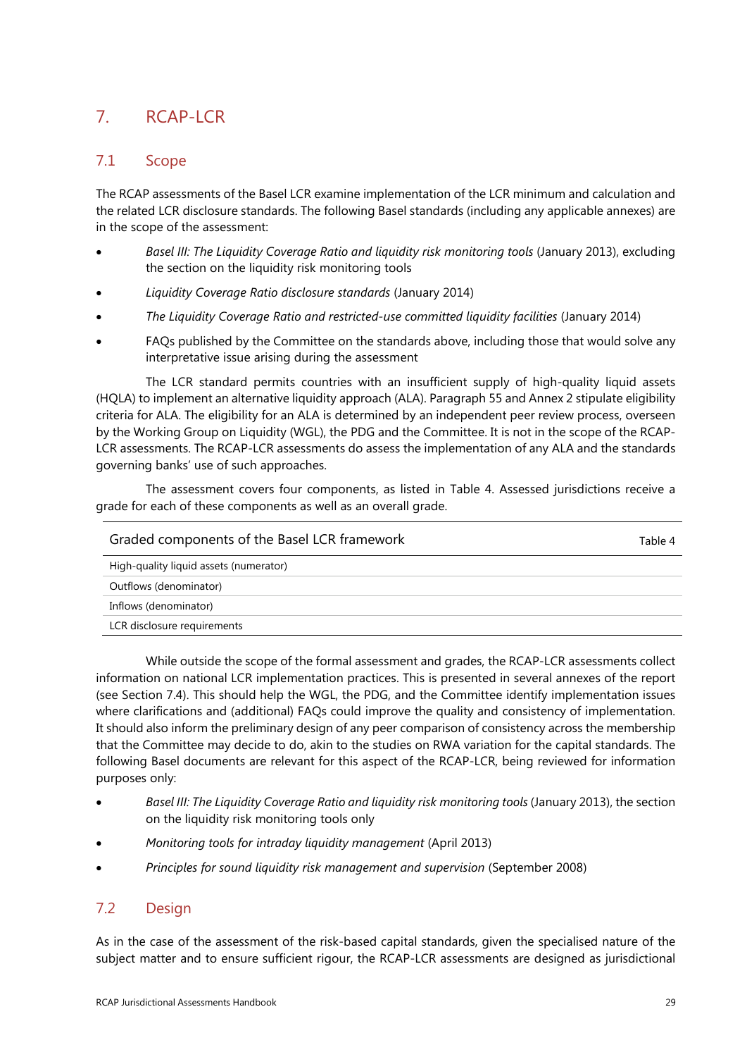## 7. RCAP-LCR

### 7.1 Scope

The RCAP assessments of the Basel LCR examine implementation of the LCR minimum and calculation and the related LCR disclosure standards. The following Basel standards (including any applicable annexes) are in the scope of the assessment:

- *Basel III: The Liquidity Coverage Ratio and liquidity risk monitoring tools* (January 2013), excluding the section on the liquidity risk monitoring tools
- *Liquidity Coverage Ratio disclosure standards* (January 2014)
- *The Liquidity Coverage Ratio and restricted-use committed liquidity facilities* (January 2014)
- FAQs published by the Committee on the standards above, including those that would solve any interpretative issue arising during the assessment

The LCR standard permits countries with an insufficient supply of high-quality liquid assets (HQLA) to implement an alternative liquidity approach (ALA). Paragraph 55 and Annex 2 stipulate eligibility criteria for ALA. The eligibility for an ALA is determined by an independent peer review process, overseen by the Working Group on Liquidity (WGL), the PDG and the Committee. It is not in the scope of the RCAP-LCR assessments. The RCAP-LCR assessments do assess the implementation of any ALA and the standards governing banks' use of such approaches.

The assessment covers four components, as listed in Table 4. Assessed jurisdictions receive a grade for each of these components as well as an overall grade.

| Graded components of the Basel LCR framework | Table 4 |
|---|---|
| High-quality liquid assets (numerator) | |
| Outflows (denominator) | |
| Inflows (denominator) | |
| LCR disclosure requirements | |

While outside the scope of the formal assessment and grades, the RCAP-LCR assessments collect information on national LCR implementation practices. This is presented in several annexes of the report (see Section 7.4). This should help the WGL, the PDG, and the Committee identify implementation issues where clarifications and (additional) FAQs could improve the quality and consistency of implementation. It should also inform the preliminary design of any peer comparison of consistency across the membership that the Committee may decide to do, akin to the studies on RWA variation for the capital standards. The following Basel documents are relevant for this aspect of the RCAP-LCR, being reviewed for information purposes only:

- *Basel III: The Liquidity Coverage Ratio and liquidity risk monitoring tools* (January 2013), the section on the liquidity risk monitoring tools only
- *Monitoring tools for intraday liquidity management* (April 2013)
- *Principles for sound liquidity risk management and supervision* (September 2008)

### 7.2 Design

As in the case of the assessment of the risk-based capital standards, given the specialised nature of the subject matter and to ensure sufficient rigour, the RCAP-LCR assessments are designed as jurisdictional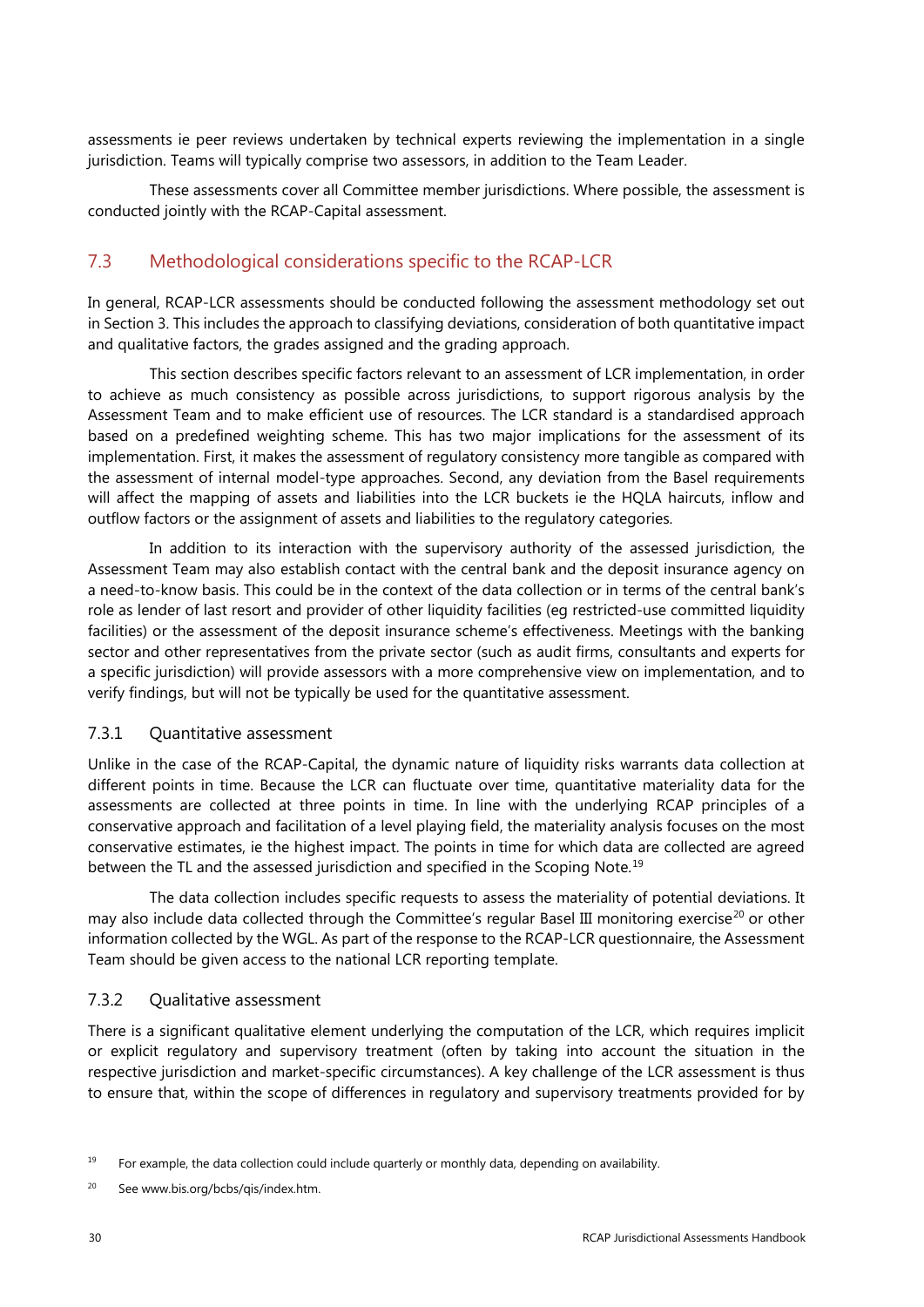assessments ie peer reviews undertaken by technical experts reviewing the implementation in a single jurisdiction. Teams will typically comprise two assessors, in addition to the Team Leader.

These assessments cover all Committee member jurisdictions. Where possible, the assessment is conducted jointly with the RCAP-Capital assessment.

## 7.3 Methodological considerations specific to the RCAP-LCR

In general, RCAP-LCR assessments should be conducted following the assessment methodology set out in Section 3. This includes the approach to classifying deviations, consideration of both quantitative impact and qualitative factors, the grades assigned and the grading approach.

This section describes specific factors relevant to an assessment of LCR implementation, in order to achieve as much consistency as possible across jurisdictions, to support rigorous analysis by the Assessment Team and to make efficient use of resources. The LCR standard is a standardised approach based on a predefined weighting scheme. This has two major implications for the assessment of its implementation. First, it makes the assessment of regulatory consistency more tangible as compared with the assessment of internal model-type approaches. Second, any deviation from the Basel requirements will affect the mapping of assets and liabilities into the LCR buckets ie the HQLA haircuts, inflow and outflow factors or the assignment of assets and liabilities to the regulatory categories.

In addition to its interaction with the supervisory authority of the assessed jurisdiction, the Assessment Team may also establish contact with the central bank and the deposit insurance agency on a need-to-know basis. This could be in the context of the data collection or in terms of the central bank's role as lender of last resort and provider of other liquidity facilities (eg restricted-use committed liquidity facilities) or the assessment of the deposit insurance scheme's effectiveness. Meetings with the banking sector and other representatives from the private sector (such as audit firms, consultants and experts for a specific jurisdiction) will provide assessors with a more comprehensive view on implementation, and to verify findings, but will not be typically be used for the quantitative assessment.

### 7.3.1 Quantitative assessment

Unlike in the case of the RCAP-Capital, the dynamic nature of liquidity risks warrants data collection at different points in time. Because the LCR can fluctuate over time, quantitative materiality data for the assessments are collected at three points in time. In line with the underlying RCAP principles of a conservative approach and facilitation of a level playing field, the materiality analysis focuses on the most conservative estimates, ie the highest impact. The points in time for which data are collected are agreed between the TL and the assessed jurisdiction and specified in the Scoping Note.[19]

The data collection includes specific requests to assess the materiality of potential deviations. It may also include data collected through the Committee's regular Basel III monitoring exercise[20] or other information collected by the WGL. As part of the response to the RCAP-LCR questionnaire, the Assessment Team should be given access to the national LCR reporting template.

### 7.3.2 Qualitative assessment

There is a significant qualitative element underlying the computation of the LCR, which requires implicit or explicit regulatory and supervisory treatment (often by taking into account the situation in the respective jurisdiction and market-specific circumstances). A key challenge of the LCR assessment is thus to ensure that, within the scope of differences in regulatory and supervisory treatments provided for by

[19] For example, the data collection could include quarterly or monthly data, depending on availability.

[20] See www.bis.org/bcbs/qis/index.htm.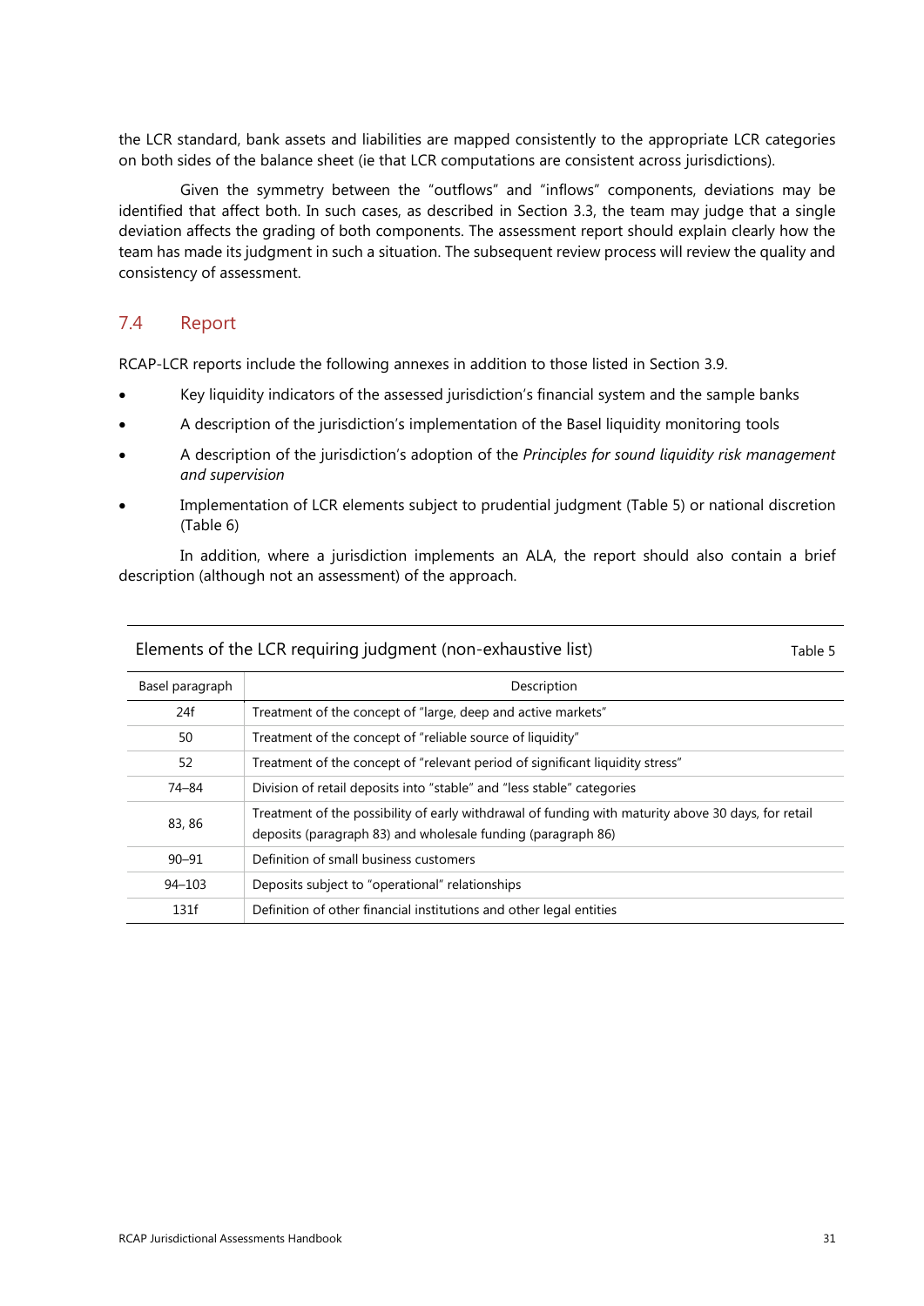the LCR standard, bank assets and liabilities are mapped consistently to the appropriate LCR categories on both sides of the balance sheet (ie that LCR computations are consistent across jurisdictions).

Given the symmetry between the "outflows" and "inflows" components, deviations may be identified that affect both. In such cases, as described in Section 3.3, the team may judge that a single deviation affects the grading of both components. The assessment report should explain clearly how the team has made its judgment in such a situation. The subsequent review process will review the quality and consistency of assessment.

## 7.4 Report

RCAP-LCR reports include the following annexes in addition to those listed in Section 3.9.

- Key liquidity indicators of the assessed jurisdiction's financial system and the sample banks
- A description of the jurisdiction's implementation of the Basel liquidity monitoring tools
- A description of the jurisdiction's adoption of the *Principles for sound liquidity risk management and supervision*
- Implementation of LCR elements subject to prudential judgment (Table 5) or national discretion (Table 6)

In addition, where a jurisdiction implements an ALA, the report should also contain a brief description (although not an assessment) of the approach.

Elements of the LCR requiring judgment (non-exhaustive list) — Table 5

| Basel paragraph | Description |
|---|---|
| 24f | Treatment of the concept of "large, deep and active markets" |
| 50 | Treatment of the concept of "reliable source of liquidity" |
| 52 | Treatment of the concept of "relevant period of significant liquidity stress" |
| 74–84 | Division of retail deposits into "stable" and "less stable" categories |
| 83, 86 | Treatment of the possibility of early withdrawal of funding with maturity above 30 days, for retail deposits (paragraph 83) and wholesale funding (paragraph 86) |
| 90–91 | Definition of small business customers |
| 94–103 | Deposits subject to "operational" relationships |
| 131f | Definition of other financial institutions and other legal entities |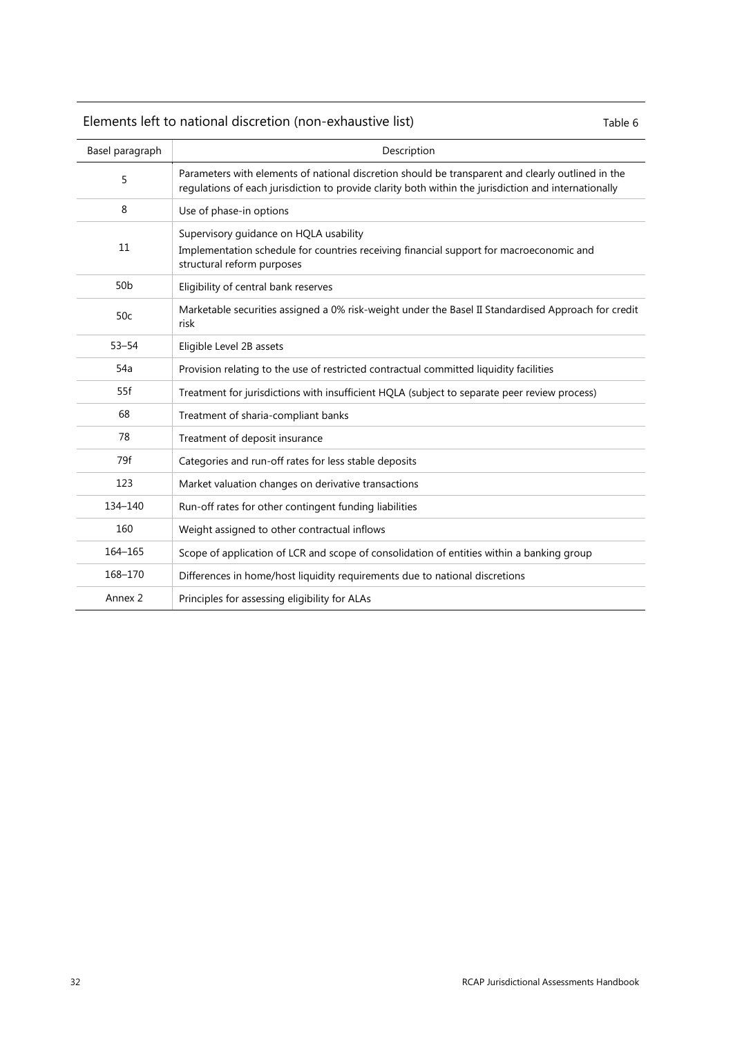## Elements left to national discretion (non-exhaustive list)

Table 6

| Basel paragraph | Description |
|---|---|
| 5 | Parameters with elements of national discretion should be transparent and clearly outlined in the regulations of each jurisdiction to provide clarity both within the jurisdiction and internationally |
| 8 | Use of phase-in options |
| 11 | Supervisory guidance on HQLA usability<br>Implementation schedule for countries receiving financial support for macroeconomic and structural reform purposes |
| 50b | Eligibility of central bank reserves |
| 50c | Marketable securities assigned a 0% risk-weight under the Basel II Standardised Approach for credit risk |
| 53–54 | Eligible Level 2B assets |
| 54a | Provision relating to the use of restricted contractual committed liquidity facilities |
| 55f | Treatment for jurisdictions with insufficient HQLA (subject to separate peer review process) |
| 68 | Treatment of sharia-compliant banks |
| 78 | Treatment of deposit insurance |
| 79f | Categories and run-off rates for less stable deposits |
| 123 | Market valuation changes on derivative transactions |
| 134–140 | Run-off rates for other contingent funding liabilities |
| 160 | Weight assigned to other contractual inflows |
| 164–165 | Scope of application of LCR and scope of consolidation of entities within a banking group |
| 168–170 | Differences in home/host liquidity requirements due to national discretions |
| Annex 2 | Principles for assessing eligibility for ALAs |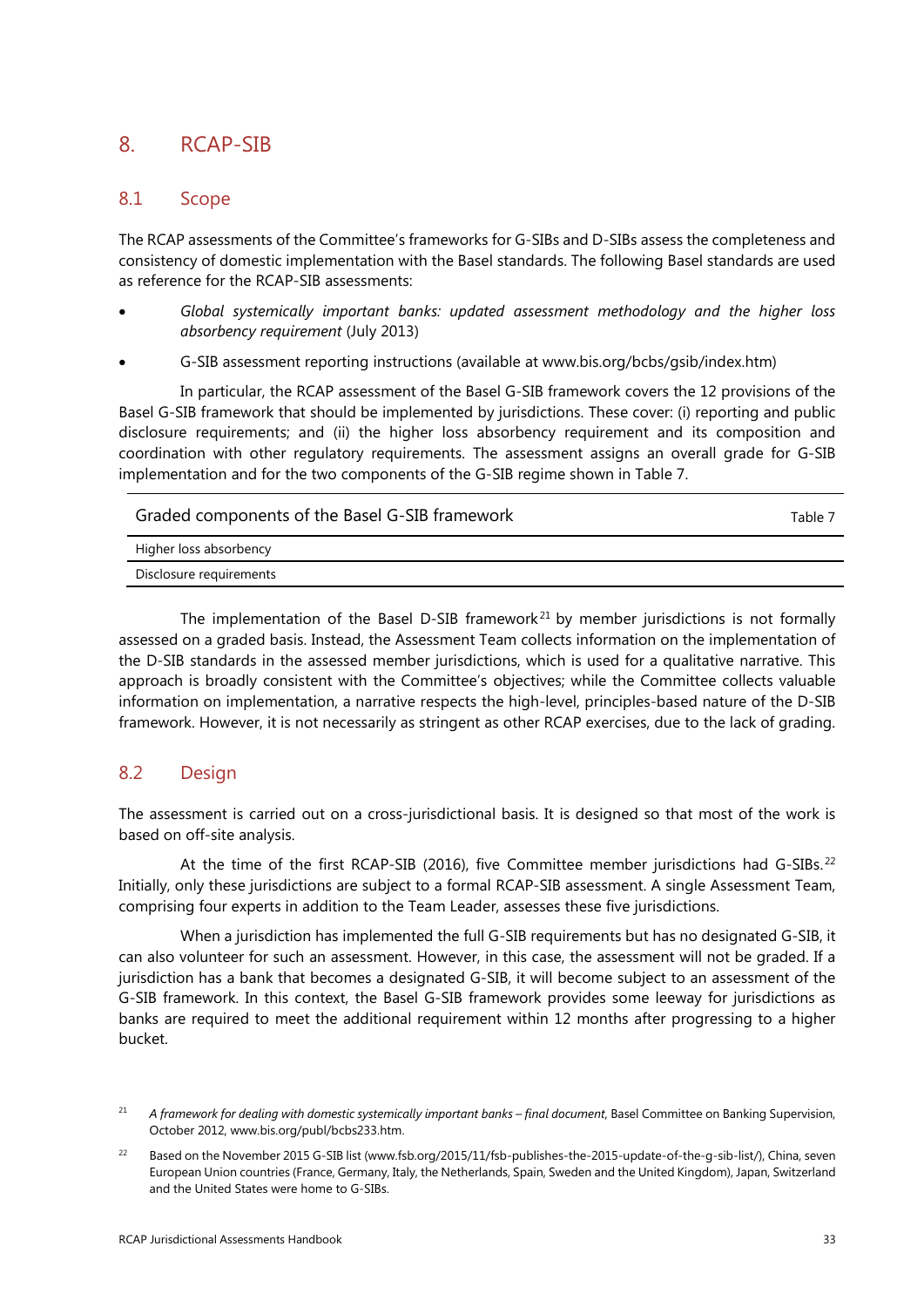## 8. RCAP-SIB

### 8.1 Scope

The RCAP assessments of the Committee's frameworks for G-SIBs and D-SIBs assess the completeness and consistency of domestic implementation with the Basel standards. The following Basel standards are used as reference for the RCAP-SIB assessments:

- *Global systemically important banks: updated assessment methodology and the higher loss absorbency requirement* (July 2013)
- G-SIB assessment reporting instructions (available at www.bis.org/bcbs/gsib/index.htm)

In particular, the RCAP assessment of the Basel G-SIB framework covers the 12 provisions of the Basel G-SIB framework that should be implemented by jurisdictions. These cover: (i) reporting and public disclosure requirements; and (ii) the higher loss absorbency requirement and its composition and coordination with other regulatory requirements. The assessment assigns an overall grade for G-SIB implementation and for the two components of the G-SIB regime shown in Table 7.

| Graded components of the Basel G-SIB framework | Table 7 |
|---|---|
| Higher loss absorbency | |
| Disclosure requirements | |

The implementation of the Basel D-SIB framework[21] by member jurisdictions is not formally assessed on a graded basis. Instead, the Assessment Team collects information on the implementation of the D-SIB standards in the assessed member jurisdictions, which is used for a qualitative narrative. This approach is broadly consistent with the Committee's objectives; while the Committee collects valuable information on implementation, a narrative respects the high-level, principles-based nature of the D-SIB framework. However, it is not necessarily as stringent as other RCAP exercises, due to the lack of grading.

### 8.2 Design

The assessment is carried out on a cross-jurisdictional basis. It is designed so that most of the work is based on off-site analysis.

At the time of the first RCAP-SIB (2016), five Committee member jurisdictions had G-SIBs.[22] Initially, only these jurisdictions are subject to a formal RCAP-SIB assessment. A single Assessment Team, comprising four experts in addition to the Team Leader, assesses these five jurisdictions.

When a jurisdiction has implemented the full G-SIB requirements but has no designated G-SIB, it can also volunteer for such an assessment. However, in this case, the assessment will not be graded. If a jurisdiction has a bank that becomes a designated G-SIB, it will become subject to an assessment of the G-SIB framework. In this context, the Basel G-SIB framework provides some leeway for jurisdictions as banks are required to meet the additional requirement within 12 months after progressing to a higher bucket.

[21] *A framework for dealing with domestic systemically important banks – final document*, Basel Committee on Banking Supervision, October 2012, www.bis.org/publ/bcbs233.htm.

[22] Based on the November 2015 G-SIB list (www.fsb.org/2015/11/fsb-publishes-the-2015-update-of-the-g-sib-list/), China, seven European Union countries (France, Germany, Italy, the Netherlands, Spain, Sweden and the United Kingdom), Japan, Switzerland and the United States were home to G-SIBs.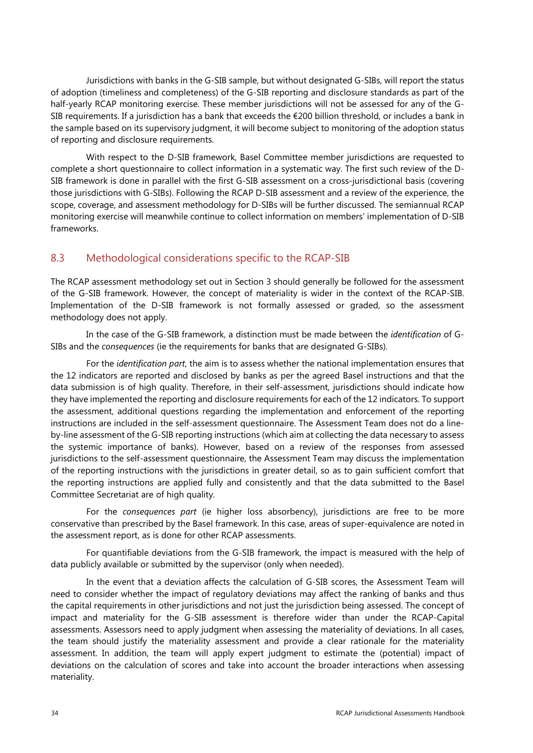Jurisdictions with banks in the G-SIB sample, but without designated G-SIBs, will report the status of adoption (timeliness and completeness) of the G-SIB reporting and disclosure standards as part of the half-yearly RCAP monitoring exercise. These member jurisdictions will not be assessed for any of the G-SIB requirements. If a jurisdiction has a bank that exceeds the €200 billion threshold, or includes a bank in the sample based on its supervisory judgment, it will become subject to monitoring of the adoption status of reporting and disclosure requirements.

With respect to the D-SIB framework, Basel Committee member jurisdictions are requested to complete a short questionnaire to collect information in a systematic way. The first such review of the D-SIB framework is done in parallel with the first G-SIB assessment on a cross-jurisdictional basis (covering those jurisdictions with G-SIBs). Following the RCAP D-SIB assessment and a review of the experience, the scope, coverage, and assessment methodology for D-SIBs will be further discussed. The semiannual RCAP monitoring exercise will meanwhile continue to collect information on members' implementation of D-SIB frameworks.

## 8.3 Methodological considerations specific to the RCAP-SIB

The RCAP assessment methodology set out in Section 3 should generally be followed for the assessment of the G-SIB framework. However, the concept of materiality is wider in the context of the RCAP-SIB. Implementation of the D-SIB framework is not formally assessed or graded, so the assessment methodology does not apply.

In the case of the G-SIB framework, a distinction must be made between the *identification* of G-SIBs and the *consequences* (ie the requirements for banks that are designated G-SIBs).

For the *identification part*, the aim is to assess whether the national implementation ensures that the 12 indicators are reported and disclosed by banks as per the agreed Basel instructions and that the data submission is of high quality. Therefore, in their self-assessment, jurisdictions should indicate how they have implemented the reporting and disclosure requirements for each of the 12 indicators. To support the assessment, additional questions regarding the implementation and enforcement of the reporting instructions are included in the self-assessment questionnaire. The Assessment Team does not do a line-by-line assessment of the G-SIB reporting instructions (which aim at collecting the data necessary to assess the systemic importance of banks). However, based on a review of the responses from assessed jurisdictions to the self-assessment questionnaire, the Assessment Team may discuss the implementation of the reporting instructions with the jurisdictions in greater detail, so as to gain sufficient comfort that the reporting instructions are applied fully and consistently and that the data submitted to the Basel Committee Secretariat are of high quality.

For the *consequences part* (ie higher loss absorbency), jurisdictions are free to be more conservative than prescribed by the Basel framework. In this case, areas of super-equivalence are noted in the assessment report, as is done for other RCAP assessments.

For quantifiable deviations from the G-SIB framework, the impact is measured with the help of data publicly available or submitted by the supervisor (only when needed).

In the event that a deviation affects the calculation of G-SIB scores, the Assessment Team will need to consider whether the impact of regulatory deviations may affect the ranking of banks and thus the capital requirements in other jurisdictions and not just the jurisdiction being assessed. The concept of impact and materiality for the G-SIB assessment is therefore wider than under the RCAP-Capital assessments. Assessors need to apply judgment when assessing the materiality of deviations. In all cases, the team should justify the materiality assessment and provide a clear rationale for the materiality assessment. In addition, the team will apply expert judgment to estimate the (potential) impact of deviations on the calculation of scores and take into account the broader interactions when assessing materiality.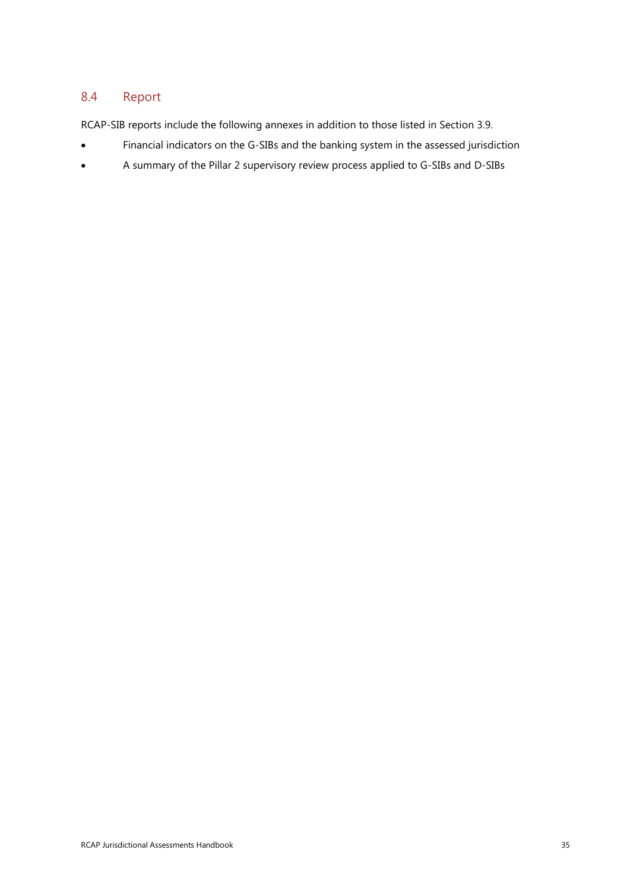## 8.4 Report

RCAP-SIB reports include the following annexes in addition to those listed in Section 3.9.

- Financial indicators on the G-SIBs and the banking system in the assessed jurisdiction
- A summary of the Pillar 2 supervisory review process applied to G-SIBs and D-SIBs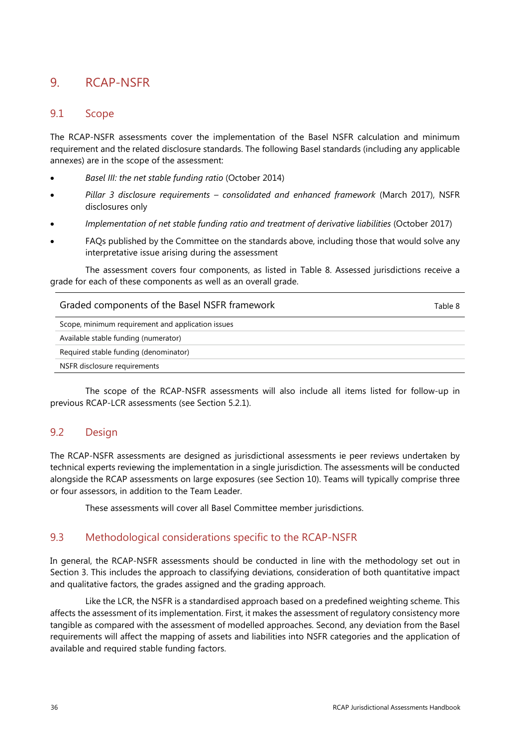## 9. RCAP-NSFR

### 9.1 Scope

The RCAP-NSFR assessments cover the implementation of the Basel NSFR calculation and minimum requirement and the related disclosure standards. The following Basel standards (including any applicable annexes) are in the scope of the assessment:

- *Basel III: the net stable funding ratio* (October 2014)
- *Pillar 3 disclosure requirements – consolidated and enhanced framework* (March 2017), NSFR disclosures only
- *Implementation of net stable funding ratio and treatment of derivative liabilities* (October 2017)
- FAQs published by the Committee on the standards above, including those that would solve any interpretative issue arising during the assessment

The assessment covers four components, as listed in Table 8. Assessed jurisdictions receive a grade for each of these components as well as an overall grade.

| Graded components of the Basel NSFR framework | Table 8 |
|---|---|
| Scope, minimum requirement and application issues | |
| Available stable funding (numerator) | |
| Required stable funding (denominator) | |
| NSFR disclosure requirements | |

The scope of the RCAP-NSFR assessments will also include all items listed for follow-up in previous RCAP-LCR assessments (see Section 5.2.1).

### 9.2 Design

The RCAP-NSFR assessments are designed as jurisdictional assessments ie peer reviews undertaken by technical experts reviewing the implementation in a single jurisdiction. The assessments will be conducted alongside the RCAP assessments on large exposures (see Section 10). Teams will typically comprise three or four assessors, in addition to the Team Leader.

These assessments will cover all Basel Committee member jurisdictions.

### 9.3 Methodological considerations specific to the RCAP-NSFR

In general, the RCAP-NSFR assessments should be conducted in line with the methodology set out in Section 3. This includes the approach to classifying deviations, consideration of both quantitative impact and qualitative factors, the grades assigned and the grading approach.

Like the LCR, the NSFR is a standardised approach based on a predefined weighting scheme. This affects the assessment of its implementation. First, it makes the assessment of regulatory consistency more tangible as compared with the assessment of modelled approaches. Second, any deviation from the Basel requirements will affect the mapping of assets and liabilities into NSFR categories and the application of available and required stable funding factors.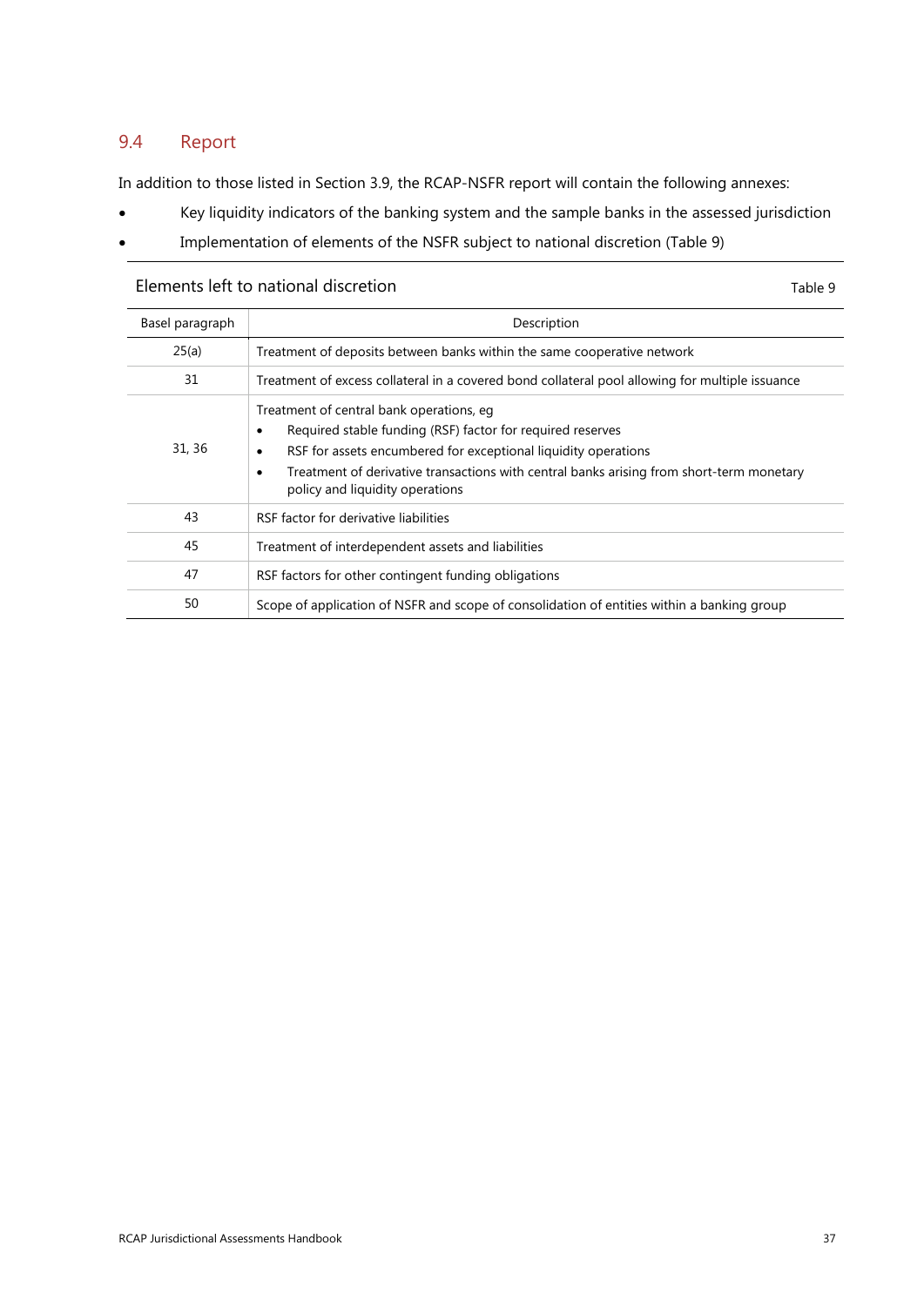## 9.4 Report

In addition to those listed in Section 3.9, the RCAP-NSFR report will contain the following annexes:

- Key liquidity indicators of the banking system and the sample banks in the assessed jurisdiction
- Implementation of elements of the NSFR subject to national discretion (Table 9)

Elements left to national discretion — Table 9

| Basel paragraph | Description |
|---|---|
| 25(a) | Treatment of deposits between banks within the same cooperative network |
| 31 | Treatment of excess collateral in a covered bond collateral pool allowing for multiple issuance |
| 31, 36 | Treatment of central bank operations, eg<br>• Required stable funding (RSF) factor for required reserves<br>• RSF for assets encumbered for exceptional liquidity operations<br>• Treatment of derivative transactions with central banks arising from short-term monetary policy and liquidity operations |
| 43 | RSF factor for derivative liabilities |
| 45 | Treatment of interdependent assets and liabilities |
| 47 | RSF factors for other contingent funding obligations |
| 50 | Scope of application of NSFR and scope of consolidation of entities within a banking group |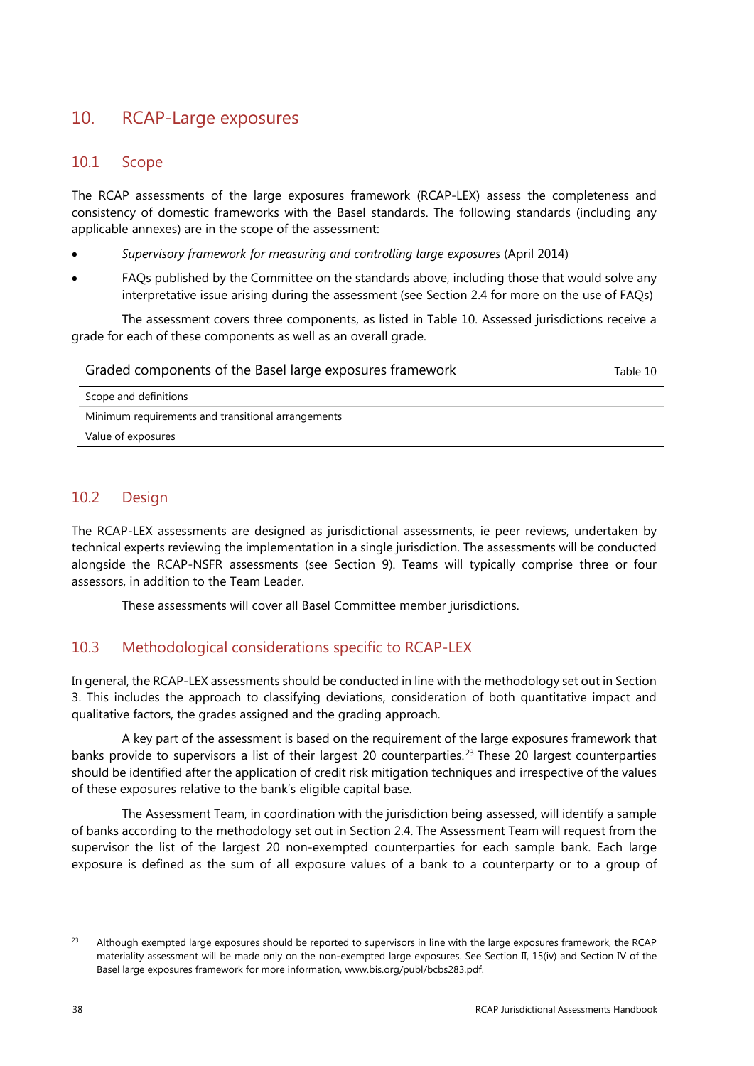## 10. RCAP-Large exposures

### 10.1 Scope

The RCAP assessments of the large exposures framework (RCAP-LEX) assess the completeness and consistency of domestic frameworks with the Basel standards. The following standards (including any applicable annexes) are in the scope of the assessment:

- *Supervisory framework for measuring and controlling large exposures* (April 2014)
- FAQs published by the Committee on the standards above, including those that would solve any interpretative issue arising during the assessment (see Section 2.4 for more on the use of FAQs)

The assessment covers three components, as listed in Table 10. Assessed jurisdictions receive a grade for each of these components as well as an overall grade.

| Graded components of the Basel large exposures framework | Table 10 |
|---|---|
| Scope and definitions | |
| Minimum requirements and transitional arrangements | |
| Value of exposures | |

### 10.2 Design

The RCAP-LEX assessments are designed as jurisdictional assessments, ie peer reviews, undertaken by technical experts reviewing the implementation in a single jurisdiction. The assessments will be conducted alongside the RCAP-NSFR assessments (see Section 9). Teams will typically comprise three or four assessors, in addition to the Team Leader.

These assessments will cover all Basel Committee member jurisdictions.

### 10.3 Methodological considerations specific to RCAP-LEX

In general, the RCAP-LEX assessments should be conducted in line with the methodology set out in Section 3. This includes the approach to classifying deviations, consideration of both quantitative impact and qualitative factors, the grades assigned and the grading approach.

A key part of the assessment is based on the requirement of the large exposures framework that banks provide to supervisors a list of their largest 20 counterparties.[23] These 20 largest counterparties should be identified after the application of credit risk mitigation techniques and irrespective of the values of these exposures relative to the bank's eligible capital base.

The Assessment Team, in coordination with the jurisdiction being assessed, will identify a sample of banks according to the methodology set out in Section 2.4. The Assessment Team will request from the supervisor the list of the largest 20 non-exempted counterparties for each sample bank. Each large exposure is defined as the sum of all exposure values of a bank to a counterparty or to a group of

[23] Although exempted large exposures should be reported to supervisors in line with the large exposures framework, the RCAP materiality assessment will be made only on the non-exempted large exposures. See Section II, 15(iv) and Section IV of the Basel large exposures framework for more information, www.bis.org/publ/bcbs283.pdf.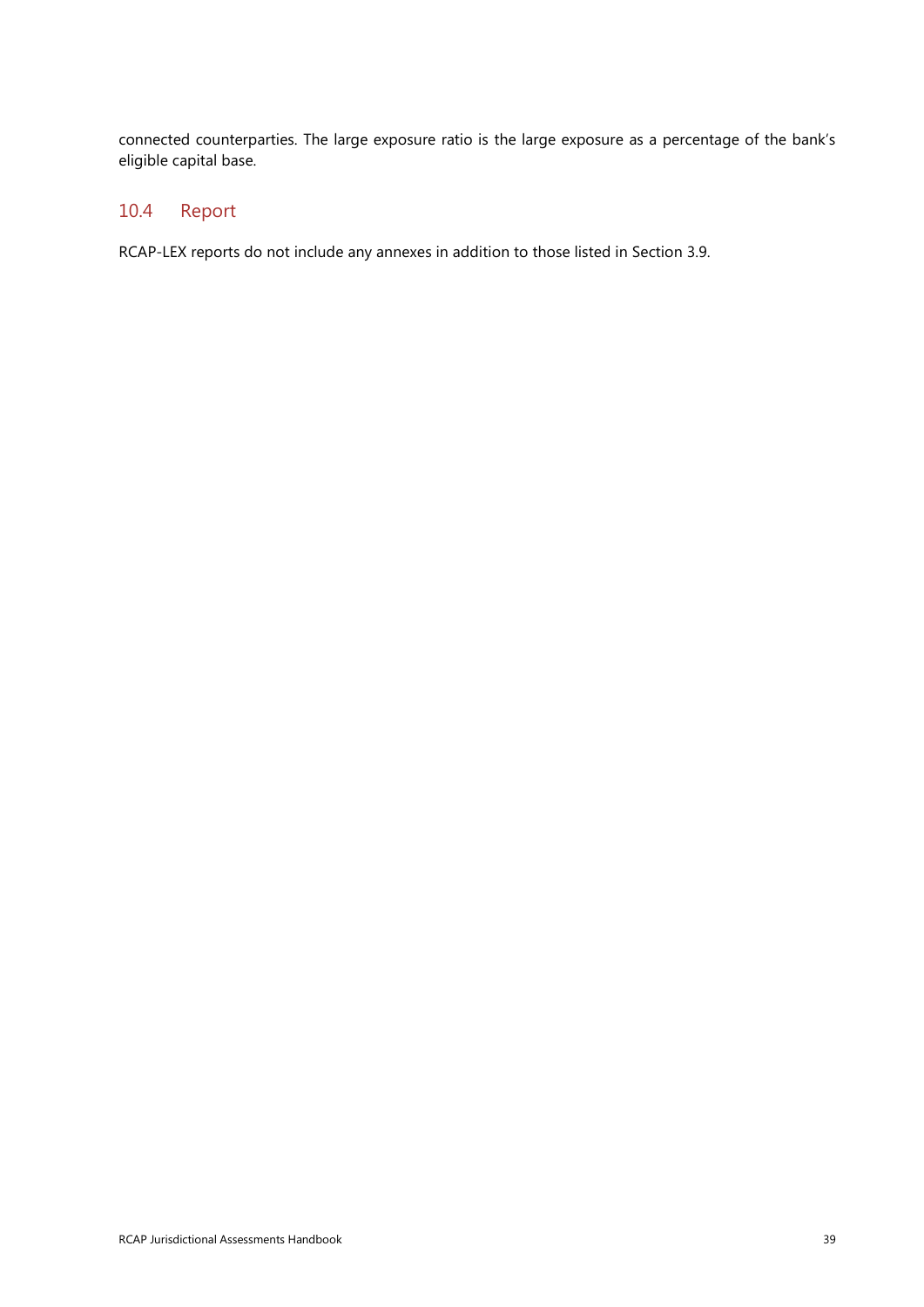connected counterparties. The large exposure ratio is the large exposure as a percentage of the bank's eligible capital base.

## 10.4 Report

RCAP-LEX reports do not include any annexes in addition to those listed in Section 3.9.